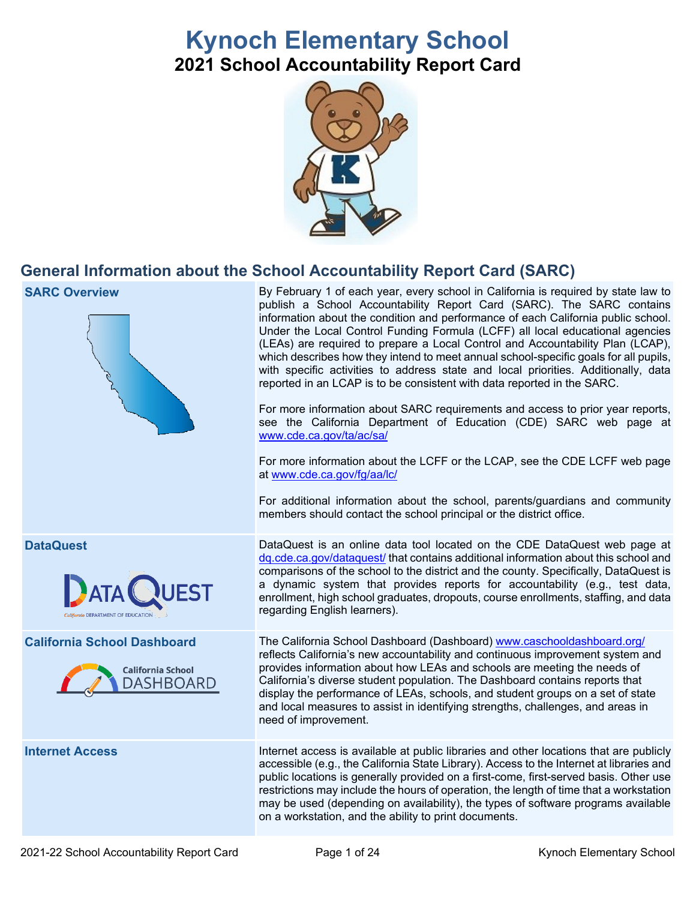# Kynoch Elementary School

## 2021 School Accountability Report Card

## General Information about the School Accountability Report Card (SARC)

| | |
|---|---|
| **SARC Overview** | By February 1 of each year, every school in California is required by state law to publish a School Accountability Report Card (SARC). The SARC contains information about the condition and performance of each California public school. Under the Local Control Funding Formula (LCFF) all local educational agencies (LEAs) are required to prepare a Local Control and Accountability Plan (LCAP), which describes how they intend to meet annual school-specific goals for all pupils, with specific activities to address state and local priorities. Additionally, data reported in an LCAP is to be consistent with data reported in the SARC.<br><br>For more information about SARC requirements and access to prior year reports, see the California Department of Education (CDE) SARC web page at www.cde.ca.gov/ta/ac/sa/<br><br>For more information about the LCFF or the LCAP, see the CDE LCFF web page at www.cde.ca.gov/fg/aa/lc/<br><br>For additional information about the school, parents/guardians and community members should contact the school principal or the district office. |
| **DataQuest** | DataQuest is an online data tool located on the CDE DataQuest web page at dq.cde.ca.gov/dataquest/ that contains additional information about this school and comparisons of the school to the district and the county. Specifically, DataQuest is a dynamic system that provides reports for accountability (e.g., test data, enrollment, high school graduates, dropouts, course enrollments, staffing, and data regarding English learners). |
| **California School Dashboard** | The California School Dashboard (Dashboard) www.caschooldashboard.org/ reflects California's new accountability and continuous improvement system and provides information about how LEAs and schools are meeting the needs of California's diverse student population. The Dashboard contains reports that display the performance of LEAs, schools, and student groups on a set of state and local measures to assist in identifying strengths, challenges, and areas in need of improvement. |
| **Internet Access** | Internet access is available at public libraries and other locations that are publicly accessible (e.g., the California State Library). Access to the Internet at libraries and public locations is generally provided on a first-come, first-served basis. Other use restrictions may include the hours of operation, the length of time that a workstation may be used (depending on availability), the types of software programs available on a workstation, and the ability to print documents. |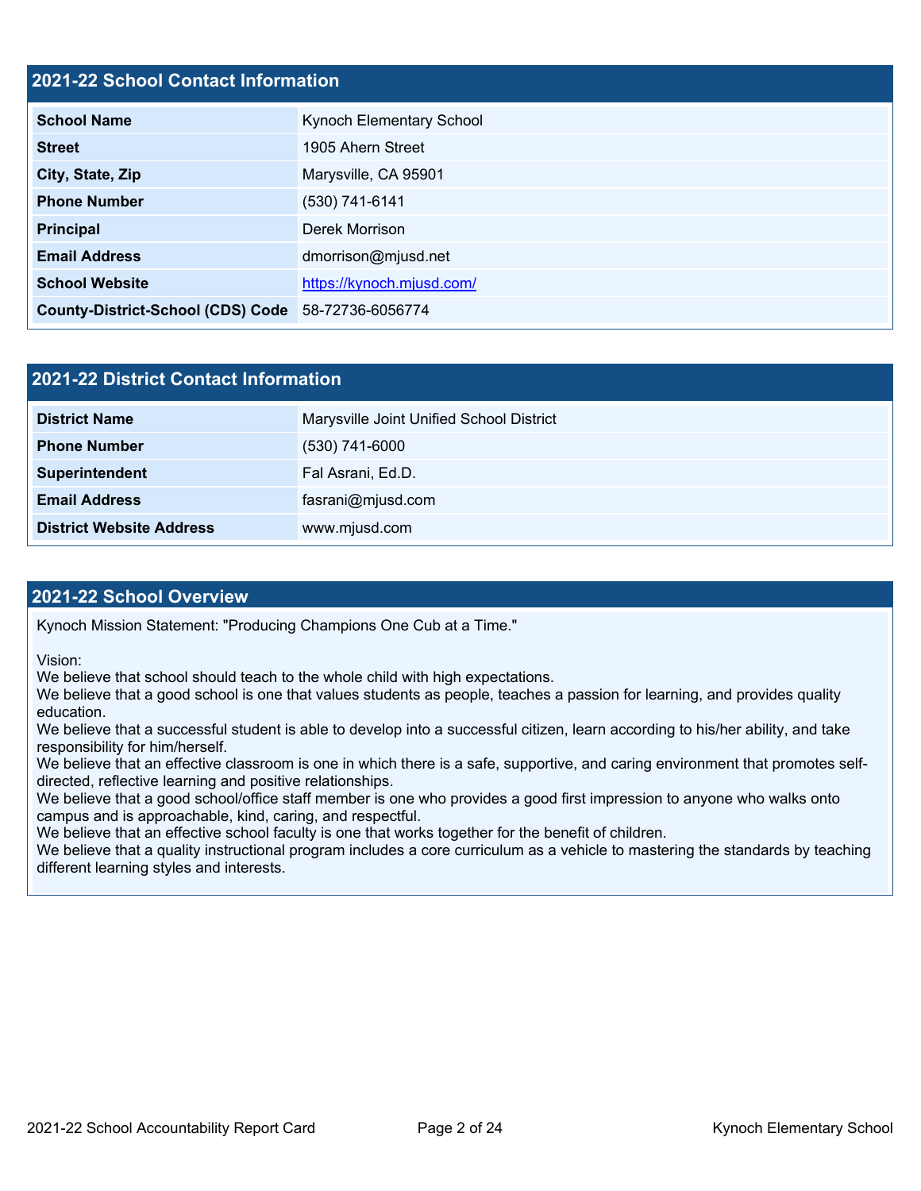## 2021-22 School Contact Information

| School Name | Kynoch Elementary School |
| --- | --- |
| Street | 1905 Ahern Street |
| City, State, Zip | Marysville, CA 95901 |
| Phone Number | (530) 741-6141 |
| Principal | Derek Morrison |
| Email Address | dmorrison@mjusd.net |
| School Website | [https://kynoch.mjusd.com/](https://kynoch.mjusd.com/) |
| County-District-School (CDS) Code | 58-72736-6056774 |

## 2021-22 District Contact Information

| District Name | Marysville Joint Unified School District |
| --- | --- |
| Phone Number | (530) 741-6000 |
| Superintendent | Fal Asrani, Ed.D. |
| Email Address | fasrani@mjusd.com |
| District Website Address | www.mjusd.com |

## 2021-22 School Overview

Kynoch Mission Statement: "Producing Champions One Cub at a Time."

Vision:
We believe that school should teach to the whole child with high expectations.
We believe that a good school is one that values students as people, teaches a passion for learning, and provides quality education.
We believe that a successful student is able to develop into a successful citizen, learn according to his/her ability, and take responsibility for him/herself.
We believe that an effective classroom is one in which there is a safe, supportive, and caring environment that promotes self-directed, reflective learning and positive relationships.
We believe that a good school/office staff member is one who provides a good first impression to anyone who walks onto campus and is approachable, kind, caring, and respectful.
We believe that an effective school faculty is one that works together for the benefit of children.
We believe that a quality instructional program includes a core curriculum as a vehicle to mastering the standards by teaching different learning styles and interests.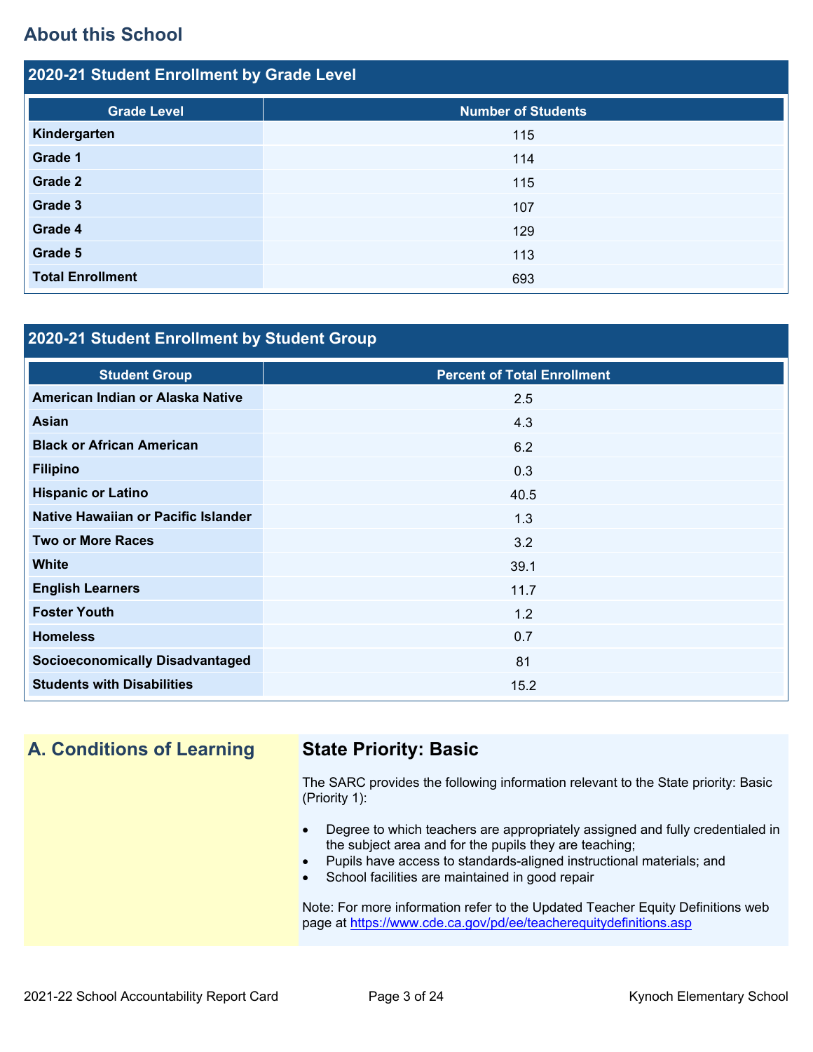## About this School

### 2020-21 Student Enrollment by Grade Level

| Grade Level | Number of Students |
| --- | --- |
| **Kindergarten** | 115 |
| **Grade 1** | 114 |
| **Grade 2** | 115 |
| **Grade 3** | 107 |
| **Grade 4** | 129 |
| **Grade 5** | 113 |
| **Total Enrollment** | 693 |

### 2020-21 Student Enrollment by Student Group

| Student Group | Percent of Total Enrollment |
| --- | --- |
| **American Indian or Alaska Native** | 2.5 |
| **Asian** | 4.3 |
| **Black or African American** | 6.2 |
| **Filipino** | 0.3 |
| **Hispanic or Latino** | 40.5 |
| **Native Hawaiian or Pacific Islander** | 1.3 |
| **Two or More Races** | 3.2 |
| **White** | 39.1 |
| **English Learners** | 11.7 |
| **Foster Youth** | 1.2 |
| **Homeless** | 0.7 |
| **Socioeconomically Disadvantaged** | 81 |
| **Students with Disabilities** | 15.2 |

## A. Conditions of Learning

### State Priority: Basic

The SARC provides the following information relevant to the State priority: Basic (Priority 1):

- Degree to which teachers are appropriately assigned and fully credentialed in the subject area and for the pupils they are teaching;
- Pupils have access to standards-aligned instructional materials; and
- School facilities are maintained in good repair

Note: For more information refer to the Updated Teacher Equity Definitions web page at https://www.cde.ca.gov/pd/ee/teacherequitydefinitions.asp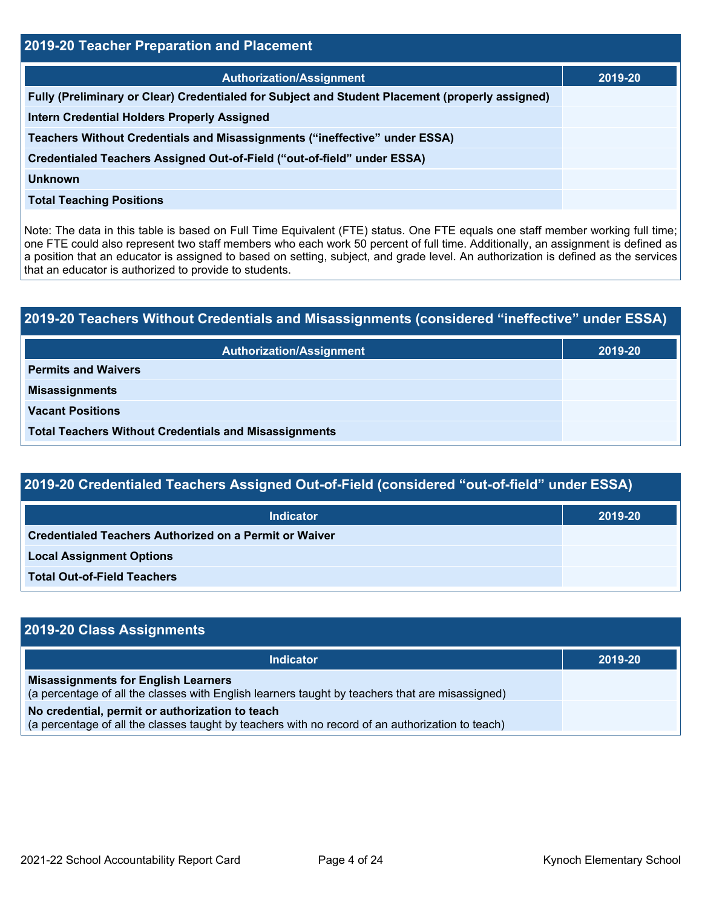## 2019-20 Teacher Preparation and Placement

| Authorization/Assignment | 2019-20 |
|---|---|
| Fully (Preliminary or Clear) Credentialed for Subject and Student Placement (properly assigned) | |
| Intern Credential Holders Properly Assigned | |
| Teachers Without Credentials and Misassignments (“ineffective” under ESSA) | |
| Credentialed Teachers Assigned Out-of-Field (“out-of-field” under ESSA) | |
| Unknown | |
| Total Teaching Positions | |

Note: The data in this table is based on Full Time Equivalent (FTE) status. One FTE equals one staff member working full time; one FTE could also represent two staff members who each work 50 percent of full time. Additionally, an assignment is defined as a position that an educator is assigned to based on setting, subject, and grade level. An authorization is defined as the services that an educator is authorized to provide to students.

## 2019-20 Teachers Without Credentials and Misassignments (considered “ineffective” under ESSA)

| Authorization/Assignment | 2019-20 |
|---|---|
| Permits and Waivers | |
| Misassignments | |
| Vacant Positions | |
| Total Teachers Without Credentials and Misassignments | |

## 2019-20 Credentialed Teachers Assigned Out-of-Field (considered “out-of-field” under ESSA)

| Indicator | 2019-20 |
|---|---|
| Credentialed Teachers Authorized on a Permit or Waiver | |
| Local Assignment Options | |
| Total Out-of-Field Teachers | |

## 2019-20 Class Assignments

| Indicator | 2019-20 |
|---|---|
| **Misassignments for English Learners** (a percentage of all the classes with English learners taught by teachers that are misassigned) | |
| **No credential, permit or authorization to teach** (a percentage of all the classes taught by teachers with no record of an authorization to teach) | |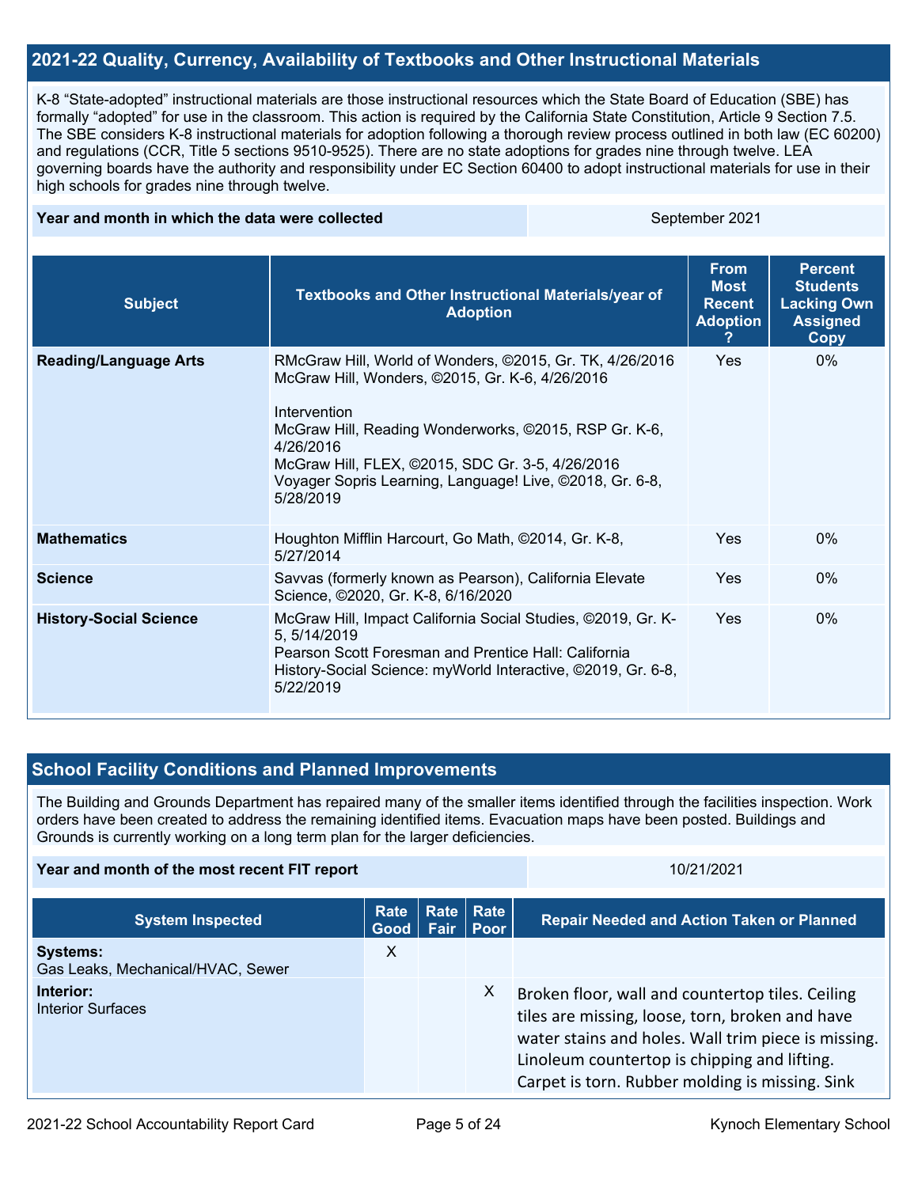## 2021-22 Quality, Currency, Availability of Textbooks and Other Instructional Materials

K-8 “State-adopted” instructional materials are those instructional resources which the State Board of Education (SBE) has formally “adopted” for use in the classroom. This action is required by the California State Constitution, Article 9 Section 7.5. The SBE considers K-8 instructional materials for adoption following a thorough review process outlined in both law (EC 60200) and regulations (CCR, Title 5 sections 9510-9525). There are no state adoptions for grades nine through twelve. LEA governing boards have the authority and responsibility under EC Section 60400 to adopt instructional materials for use in their high schools for grades nine through twelve.

| Year and month in which the data were collected | September 2021 |
|---|---|

| Subject | Textbooks and Other Instructional Materials/year of Adoption | From Most Recent Adoption ? | Percent Students Lacking Own Assigned Copy |
|---|---|---|---|
| **Reading/Language Arts** | RMcGraw Hill, World of Wonders, ©2015, Gr. TK, 4/26/2016<br>McGraw Hill, Wonders, ©2015, Gr. K-6, 4/26/2016<br><br>Intervention<br>McGraw Hill, Reading Wonderworks, ©2015, RSP Gr. K-6, 4/26/2016<br>McGraw Hill, FLEX, ©2015, SDC Gr. 3-5, 4/26/2016<br>Voyager Sopris Learning, Language! Live, ©2018, Gr. 6-8, 5/28/2019 | Yes | 0% |
| **Mathematics** | Houghton Mifflin Harcourt, Go Math, ©2014, Gr. K-8, 5/27/2014 | Yes | 0% |
| **Science** | Savvas (formerly known as Pearson), California Elevate Science, ©2020, Gr. K-8, 6/16/2020 | Yes | 0% |
| **History-Social Science** | McGraw Hill, Impact California Social Studies, ©2019, Gr. K-5, 5/14/2019<br>Pearson Scott Foresman and Prentice Hall: California History-Social Science: myWorld Interactive, ©2019, Gr. 6-8, 5/22/2019 | Yes | 0% |

## School Facility Conditions and Planned Improvements

The Building and Grounds Department has repaired many of the smaller items identified through the facilities inspection. Work orders have been created to address the remaining identified items. Evacuation maps have been posted. Buildings and Grounds is currently working on a long term plan for the larger deficiencies.

| Year and month of the most recent FIT report | 10/21/2021 |
|---|---|

| System Inspected | Rate Good | Rate Fair | Rate Poor | Repair Needed and Action Taken or Planned |
|---|---|---|---|---|
| **Systems:**<br>Gas Leaks, Mechanical/HVAC, Sewer | X | | | |
| **Interior:**<br>Interior Surfaces | | | X | Broken floor, wall and countertop tiles. Ceiling tiles are missing, loose, torn, broken and have water stains and holes. Wall trim piece is missing. Linoleum countertop is chipping and lifting. Carpet is torn. Rubber molding is missing. Sink |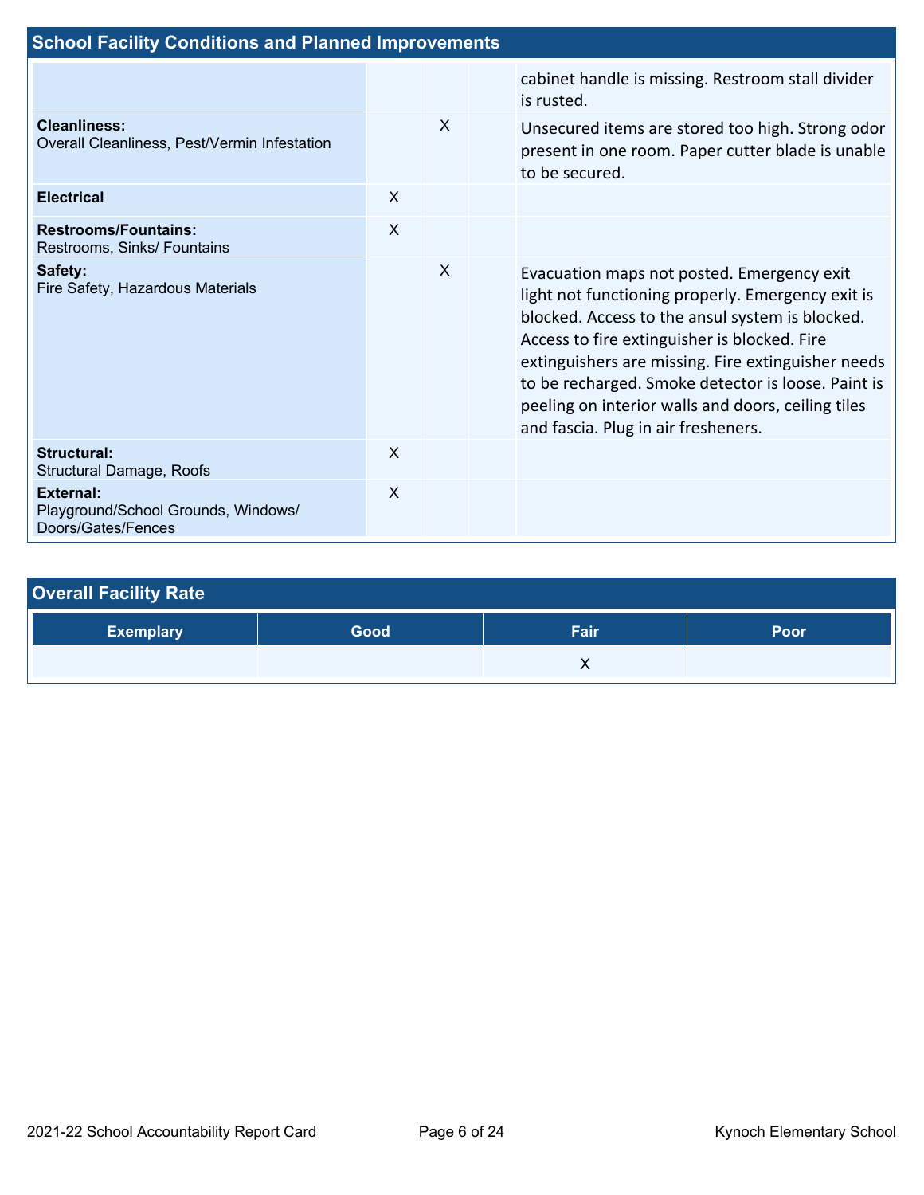## School Facility Conditions and Planned Improvements

| System Inspected | Good | Fair | Poor | Repair Needed and Action Taken or Planned |
|---|---|---|---|---|
| | | | | cabinet handle is missing. Restroom stall divider is rusted. |
| **Cleanliness:** Overall Cleanliness, Pest/Vermin Infestation | | X | | Unsecured items are stored too high. Strong odor present in one room. Paper cutter blade is unable to be secured. |
| **Electrical** | X | | | |
| **Restrooms/Fountains:** Restrooms, Sinks/ Fountains | X | | | |
| **Safety:** Fire Safety, Hazardous Materials | | X | | Evacuation maps not posted. Emergency exit light not functioning properly. Emergency exit is blocked. Access to the ansul system is blocked. Access to fire extinguisher is blocked. Fire extinguishers are missing. Fire extinguisher needs to be recharged. Smoke detector is loose. Paint is peeling on interior walls and doors, ceiling tiles and fascia. Plug in air fresheners. |
| **Structural:** Structural Damage, Roofs | X | | | |
| **External:** Playground/School Grounds, Windows/ Doors/Gates/Fences | X | | | |

## Overall Facility Rate

| Exemplary | Good | Fair | Poor |
|---|---|---|---|
| | | X | |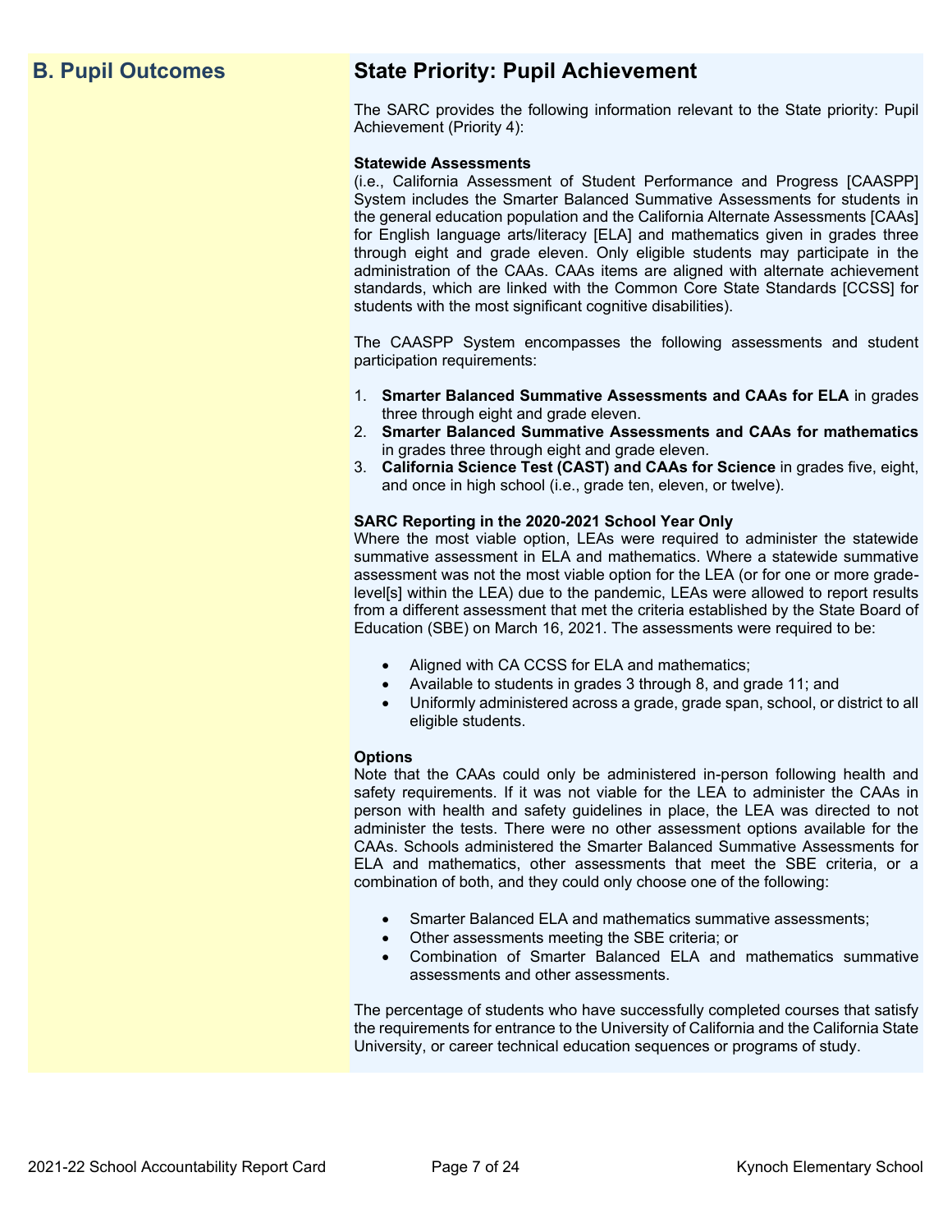## B. Pupil Outcomes

## State Priority: Pupil Achievement

The SARC provides the following information relevant to the State priority: Pupil Achievement (Priority 4):

**Statewide Assessments**
(i.e., California Assessment of Student Performance and Progress [CAASPP] System includes the Smarter Balanced Summative Assessments for students in the general education population and the California Alternate Assessments [CAAs] for English language arts/literacy [ELA] and mathematics given in grades three through eight and grade eleven. Only eligible students may participate in the administration of the CAAs. CAAs items are aligned with alternate achievement standards, which are linked with the Common Core State Standards [CCSS] for students with the most significant cognitive disabilities).

The CAASPP System encompasses the following assessments and student participation requirements:

1. **Smarter Balanced Summative Assessments and CAAs for ELA** in grades three through eight and grade eleven.
2. **Smarter Balanced Summative Assessments and CAAs for mathematics** in grades three through eight and grade eleven.
3. **California Science Test (CAST) and CAAs for Science** in grades five, eight, and once in high school (i.e., grade ten, eleven, or twelve).

**SARC Reporting in the 2020-2021 School Year Only**
Where the most viable option, LEAs were required to administer the statewide summative assessment in ELA and mathematics. Where a statewide summative assessment was not the most viable option for the LEA (or for one or more grade-level[s] within the LEA) due to the pandemic, LEAs were allowed to report results from a different assessment that met the criteria established by the State Board of Education (SBE) on March 16, 2021. The assessments were required to be:

- Aligned with CA CCSS for ELA and mathematics;
- Available to students in grades 3 through 8, and grade 11; and
- Uniformly administered across a grade, grade span, school, or district to all eligible students.

**Options**
Note that the CAAs could only be administered in-person following health and safety requirements. If it was not viable for the LEA to administer the CAAs in person with health and safety guidelines in place, the LEA was directed to not administer the tests. There were no other assessment options available for the CAAs. Schools administered the Smarter Balanced Summative Assessments for ELA and mathematics, other assessments that meet the SBE criteria, or a combination of both, and they could only choose one of the following:

- Smarter Balanced ELA and mathematics summative assessments;
- Other assessments meeting the SBE criteria; or
- Combination of Smarter Balanced ELA and mathematics summative assessments and other assessments.

The percentage of students who have successfully completed courses that satisfy the requirements for entrance to the University of California and the California State University, or career technical education sequences or programs of study.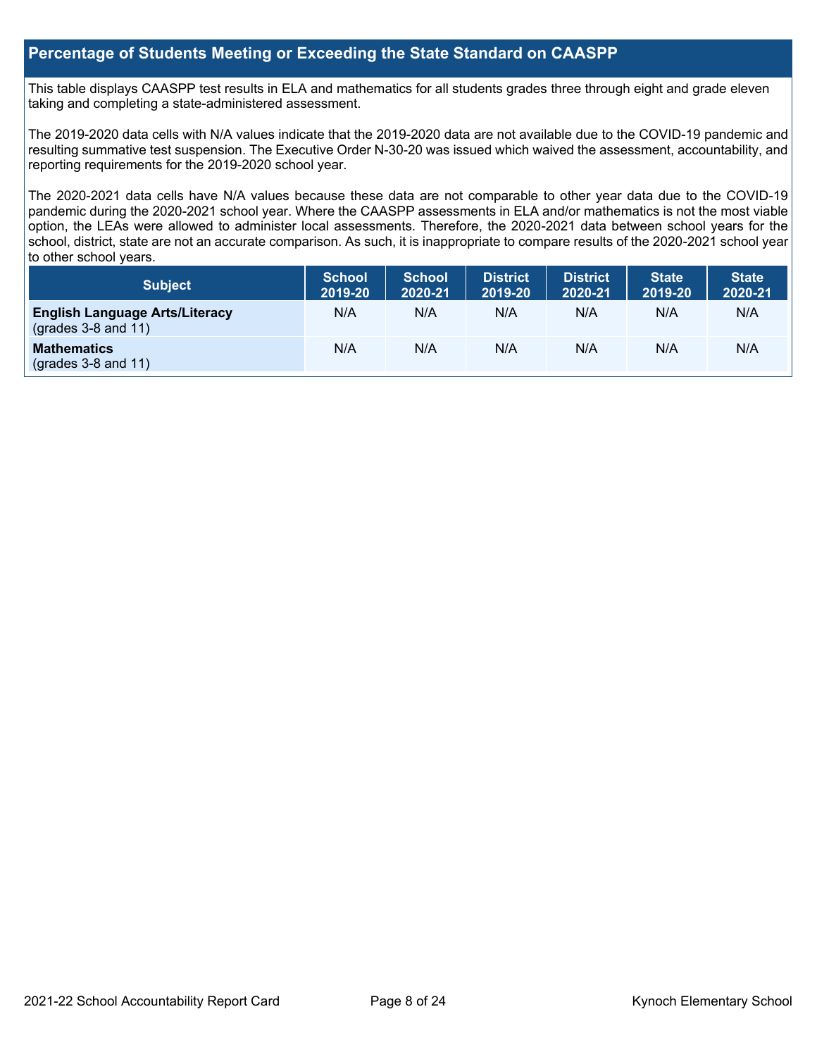## Percentage of Students Meeting or Exceeding the State Standard on CAASPP

This table displays CAASPP test results in ELA and mathematics for all students grades three through eight and grade eleven taking and completing a state-administered assessment.

The 2019-2020 data cells with N/A values indicate that the 2019-2020 data are not available due to the COVID-19 pandemic and resulting summative test suspension. The Executive Order N-30-20 was issued which waived the assessment, accountability, and reporting requirements for the 2019-2020 school year.

The 2020-2021 data cells have N/A values because these data are not comparable to other year data due to the COVID-19 pandemic during the 2020-2021 school year. Where the CAASPP assessments in ELA and/or mathematics is not the most viable option, the LEAs were allowed to administer local assessments. Therefore, the 2020-2021 data between school years for the school, district, state are not an accurate comparison. As such, it is inappropriate to compare results of the 2020-2021 school year to other school years.

| Subject | School 2019-20 | School 2020-21 | District 2019-20 | District 2020-21 | State 2019-20 | State 2020-21 |
| --- | --- | --- | --- | --- | --- | --- |
| **English Language Arts/Literacy** (grades 3-8 and 11) | N/A | N/A | N/A | N/A | N/A | N/A |
| **Mathematics** (grades 3-8 and 11) | N/A | N/A | N/A | N/A | N/A | N/A |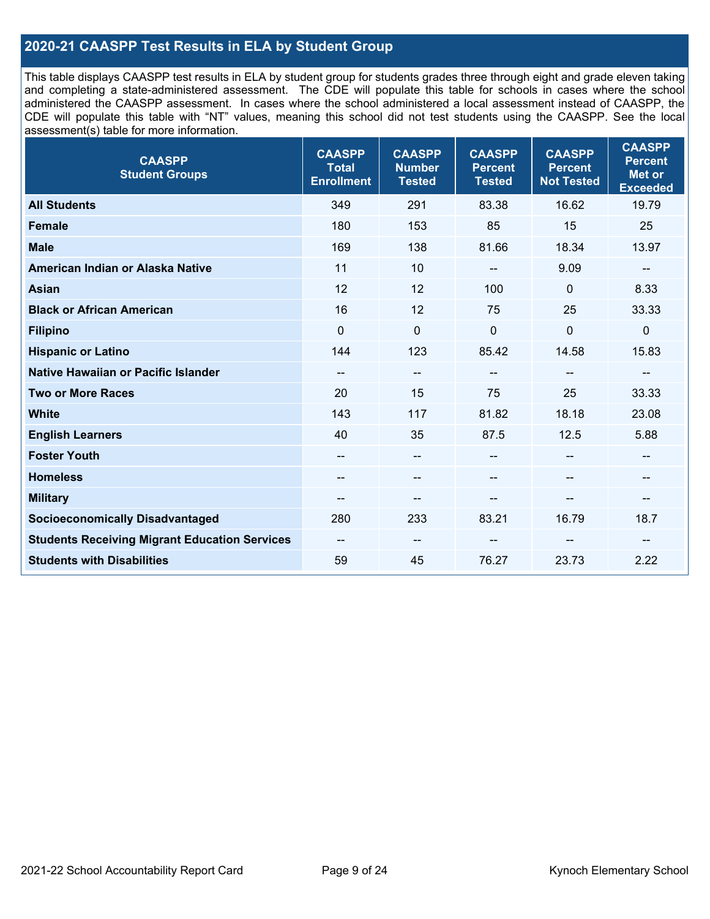## 2020-21 CAASPP Test Results in ELA by Student Group

This table displays CAASPP test results in ELA by student group for students grades three through eight and grade eleven taking and completing a state-administered assessment. The CDE will populate this table for schools in cases where the school administered the CAASPP assessment. In cases where the school administered a local assessment instead of CAASPP, the CDE will populate this table with "NT" values, meaning this school did not test students using the CAASPP. See the local assessment(s) table for more information.

| CAASPP Student Groups | CAASPP Total Enrollment | CAASPP Number Tested | CAASPP Percent Tested | CAASPP Percent Not Tested | CAASPP Percent Met or Exceeded |
|---|---|---|---|---|---|
| **All Students** | 349 | 291 | 83.38 | 16.62 | 19.79 |
| **Female** | 180 | 153 | 85 | 15 | 25 |
| **Male** | 169 | 138 | 81.66 | 18.34 | 13.97 |
| **American Indian or Alaska Native** | 11 | 10 | -- | 9.09 | -- |
| **Asian** | 12 | 12 | 100 | 0 | 8.33 |
| **Black or African American** | 16 | 12 | 75 | 25 | 33.33 |
| **Filipino** | 0 | 0 | 0 | 0 | 0 |
| **Hispanic or Latino** | 144 | 123 | 85.42 | 14.58 | 15.83 |
| **Native Hawaiian or Pacific Islander** | -- | -- | -- | -- | -- |
| **Two or More Races** | 20 | 15 | 75 | 25 | 33.33 |
| **White** | 143 | 117 | 81.82 | 18.18 | 23.08 |
| **English Learners** | 40 | 35 | 87.5 | 12.5 | 5.88 |
| **Foster Youth** | -- | -- | -- | -- | -- |
| **Homeless** | -- | -- | -- | -- | -- |
| **Military** | -- | -- | -- | -- | -- |
| **Socioeconomically Disadvantaged** | 280 | 233 | 83.21 | 16.79 | 18.7 |
| **Students Receiving Migrant Education Services** | -- | -- | -- | -- | -- |
| **Students with Disabilities** | 59 | 45 | 76.27 | 23.73 | 2.22 |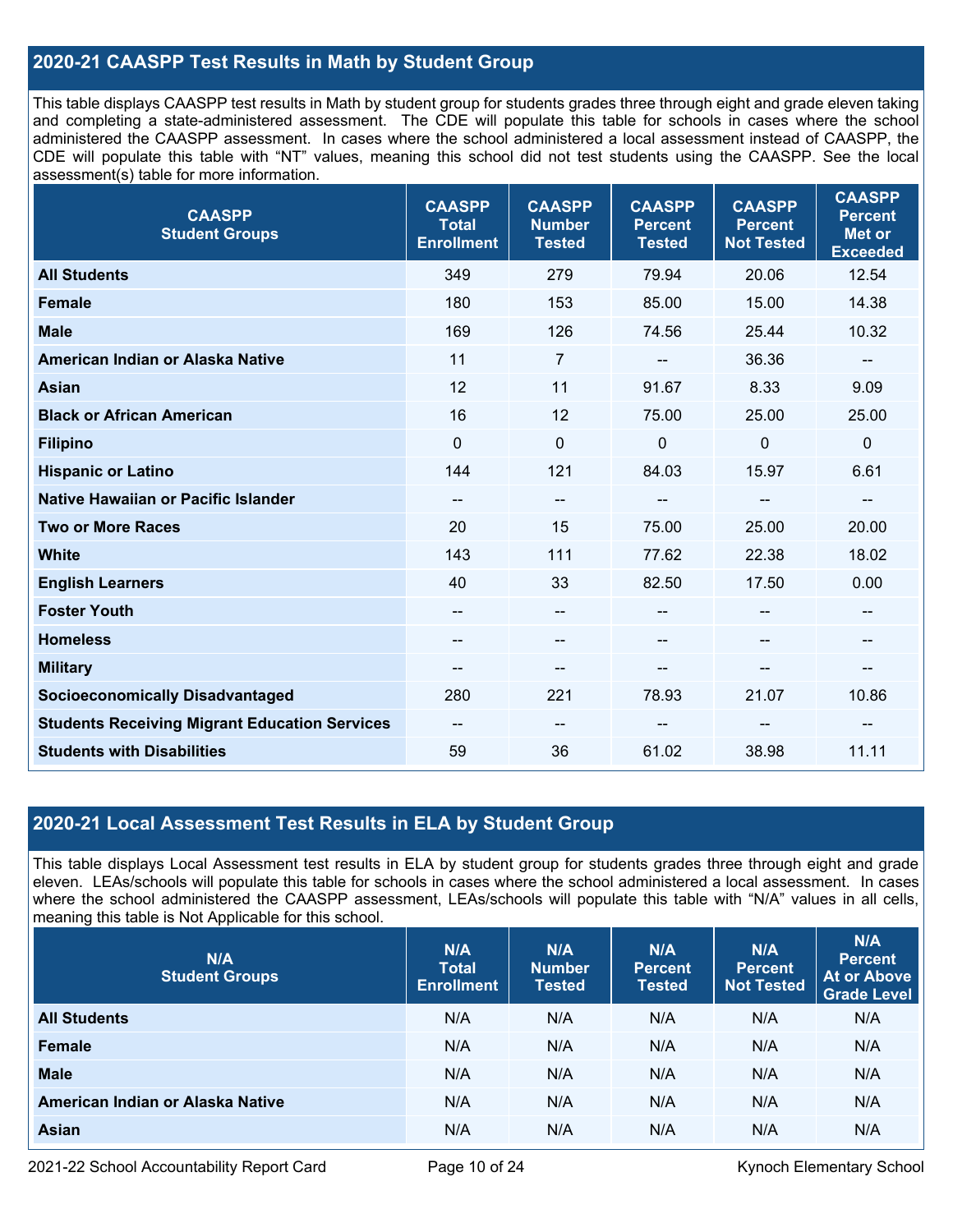## 2020-21 CAASPP Test Results in Math by Student Group

This table displays CAASPP test results in Math by student group for students grades three through eight and grade eleven taking and completing a state-administered assessment. The CDE will populate this table for schools in cases where the school administered the CAASPP assessment. In cases where the school administered a local assessment instead of CAASPP, the CDE will populate this table with "NT" values, meaning this school did not test students using the CAASPP. See the local assessment(s) table for more information.

| CAASPP Student Groups | CAASPP Total Enrollment | CAASPP Number Tested | CAASPP Percent Tested | CAASPP Percent Not Tested | CAASPP Percent Met or Exceeded |
|---|---|---|---|---|---|
| **All Students** | 349 | 279 | 79.94 | 20.06 | 12.54 |
| **Female** | 180 | 153 | 85.00 | 15.00 | 14.38 |
| **Male** | 169 | 126 | 74.56 | 25.44 | 10.32 |
| **American Indian or Alaska Native** | 11 | 7 | -- | 36.36 | -- |
| **Asian** | 12 | 11 | 91.67 | 8.33 | 9.09 |
| **Black or African American** | 16 | 12 | 75.00 | 25.00 | 25.00 |
| **Filipino** | 0 | 0 | 0 | 0 | 0 |
| **Hispanic or Latino** | 144 | 121 | 84.03 | 15.97 | 6.61 |
| **Native Hawaiian or Pacific Islander** | -- | -- | -- | -- | -- |
| **Two or More Races** | 20 | 15 | 75.00 | 25.00 | 20.00 |
| **White** | 143 | 111 | 77.62 | 22.38 | 18.02 |
| **English Learners** | 40 | 33 | 82.50 | 17.50 | 0.00 |
| **Foster Youth** | -- | -- | -- | -- | -- |
| **Homeless** | -- | -- | -- | -- | -- |
| **Military** | -- | -- | -- | -- | -- |
| **Socioeconomically Disadvantaged** | 280 | 221 | 78.93 | 21.07 | 10.86 |
| **Students Receiving Migrant Education Services** | -- | -- | -- | -- | -- |
| **Students with Disabilities** | 59 | 36 | 61.02 | 38.98 | 11.11 |

## 2020-21 Local Assessment Test Results in ELA by Student Group

This table displays Local Assessment test results in ELA by student group for students grades three through eight and grade eleven. LEAs/schools will populate this table for schools in cases where the school administered a local assessment. In cases where the school administered the CAASPP assessment, LEAs/schools will populate this table with "N/A" values in all cells, meaning this table is Not Applicable for this school.

| N/A Student Groups | N/A Total Enrollment | N/A Number Tested | N/A Percent Tested | N/A Percent Not Tested | N/A Percent At or Above Grade Level |
|---|---|---|---|---|---|
| **All Students** | N/A | N/A | N/A | N/A | N/A |
| **Female** | N/A | N/A | N/A | N/A | N/A |
| **Male** | N/A | N/A | N/A | N/A | N/A |
| **American Indian or Alaska Native** | N/A | N/A | N/A | N/A | N/A |
| **Asian** | N/A | N/A | N/A | N/A | N/A |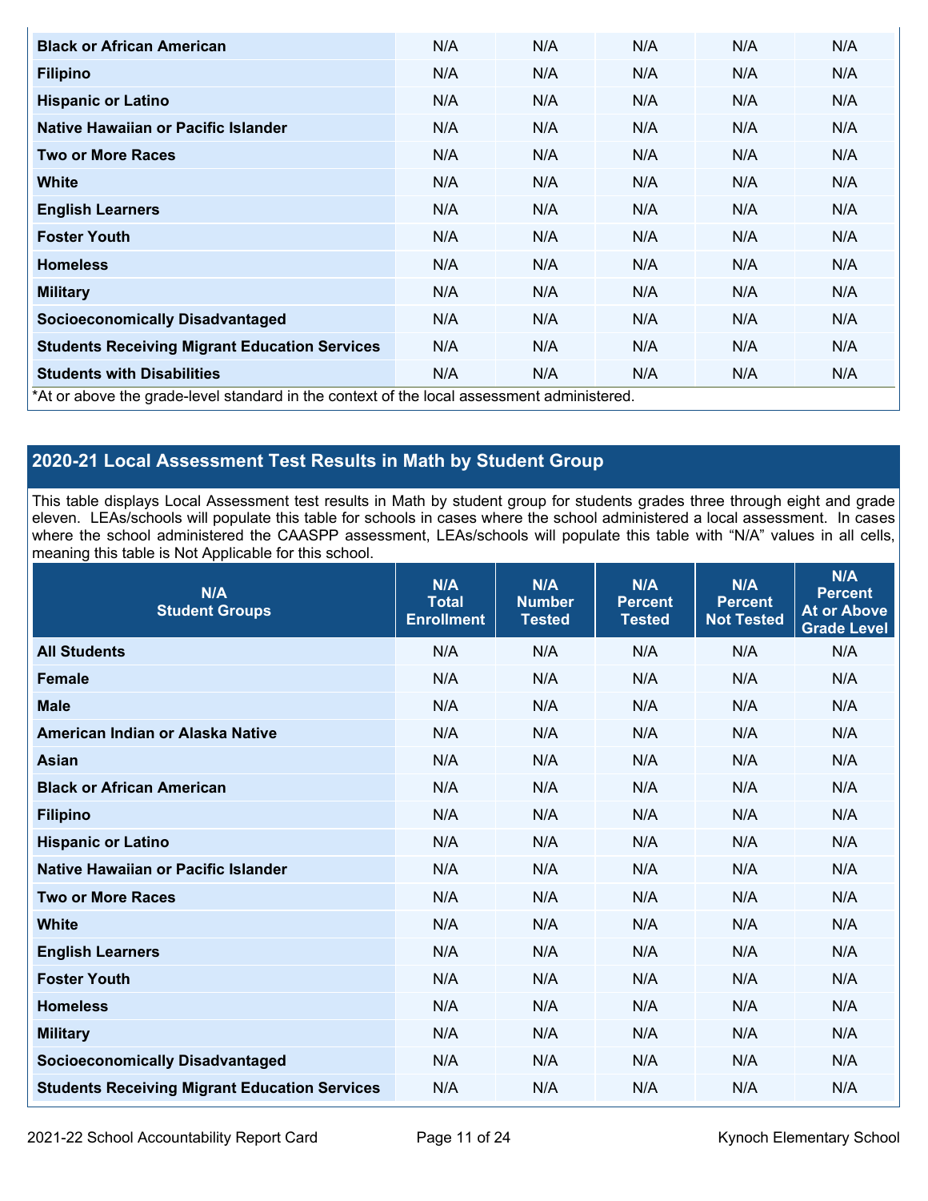| Black or African American | N/A | N/A | N/A | N/A | N/A |
|---|---|---|---|---|---|
| Filipino | N/A | N/A | N/A | N/A | N/A |
| Hispanic or Latino | N/A | N/A | N/A | N/A | N/A |
| Native Hawaiian or Pacific Islander | N/A | N/A | N/A | N/A | N/A |
| Two or More Races | N/A | N/A | N/A | N/A | N/A |
| White | N/A | N/A | N/A | N/A | N/A |
| English Learners | N/A | N/A | N/A | N/A | N/A |
| Foster Youth | N/A | N/A | N/A | N/A | N/A |
| Homeless | N/A | N/A | N/A | N/A | N/A |
| Military | N/A | N/A | N/A | N/A | N/A |
| Socioeconomically Disadvantaged | N/A | N/A | N/A | N/A | N/A |
| Students Receiving Migrant Education Services | N/A | N/A | N/A | N/A | N/A |
| Students with Disabilities | N/A | N/A | N/A | N/A | N/A |

*At or above the grade-level standard in the context of the local assessment administered.

## 2020-21 Local Assessment Test Results in Math by Student Group

This table displays Local Assessment test results in Math by student group for students grades three through eight and grade eleven. LEAs/schools will populate this table for schools in cases where the school administered a local assessment. In cases where the school administered the CAASPP assessment, LEAs/schools will populate this table with "N/A" values in all cells, meaning this table is Not Applicable for this school.

| N/A Student Groups | N/A Total Enrollment | N/A Number Tested | N/A Percent Tested | N/A Percent Not Tested | N/A Percent At or Above Grade Level |
|---|---|---|---|---|---|
| All Students | N/A | N/A | N/A | N/A | N/A |
| Female | N/A | N/A | N/A | N/A | N/A |
| Male | N/A | N/A | N/A | N/A | N/A |
| American Indian or Alaska Native | N/A | N/A | N/A | N/A | N/A |
| Asian | N/A | N/A | N/A | N/A | N/A |
| Black or African American | N/A | N/A | N/A | N/A | N/A |
| Filipino | N/A | N/A | N/A | N/A | N/A |
| Hispanic or Latino | N/A | N/A | N/A | N/A | N/A |
| Native Hawaiian or Pacific Islander | N/A | N/A | N/A | N/A | N/A |
| Two or More Races | N/A | N/A | N/A | N/A | N/A |
| White | N/A | N/A | N/A | N/A | N/A |
| English Learners | N/A | N/A | N/A | N/A | N/A |
| Foster Youth | N/A | N/A | N/A | N/A | N/A |
| Homeless | N/A | N/A | N/A | N/A | N/A |
| Military | N/A | N/A | N/A | N/A | N/A |
| Socioeconomically Disadvantaged | N/A | N/A | N/A | N/A | N/A |
| Students Receiving Migrant Education Services | N/A | N/A | N/A | N/A | N/A |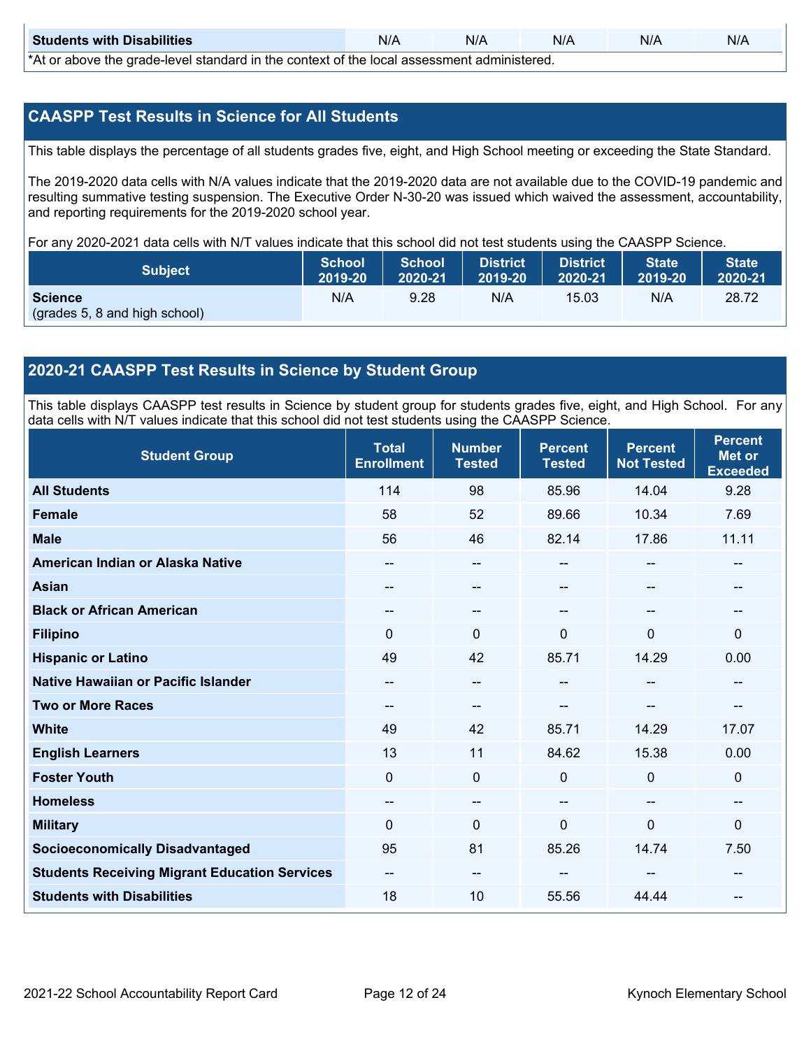| Students with Disabilities | N/A | N/A | N/A | N/A | N/A |
|---|---|---|---|---|---|

*At or above the grade-level standard in the context of the local assessment administered.

## CAASPP Test Results in Science for All Students

This table displays the percentage of all students grades five, eight, and High School meeting or exceeding the State Standard.

The 2019-2020 data cells with N/A values indicate that the 2019-2020 data are not available due to the COVID-19 pandemic and resulting summative testing suspension. The Executive Order N-30-20 was issued which waived the assessment, accountability, and reporting requirements for the 2019-2020 school year.

For any 2020-2021 data cells with N/T values indicate that this school did not test students using the CAASPP Science.

| Subject | School 2019-20 | School 2020-21 | District 2019-20 | District 2020-21 | State 2019-20 | State 2020-21 |
|---|---|---|---|---|---|---|
| **Science** (grades 5, 8 and high school) | N/A | 9.28 | N/A | 15.03 | N/A | 28.72 |

## 2020-21 CAASPP Test Results in Science by Student Group

This table displays CAASPP test results in Science by student group for students grades five, eight, and High School. For any data cells with N/T values indicate that this school did not test students using the CAASPP Science.

| Student Group | Total Enrollment | Number Tested | Percent Tested | Percent Not Tested | Percent Met or Exceeded |
|---|---|---|---|---|---|
| **All Students** | 114 | 98 | 85.96 | 14.04 | 9.28 |
| **Female** | 58 | 52 | 89.66 | 10.34 | 7.69 |
| **Male** | 56 | 46 | 82.14 | 17.86 | 11.11 |
| **American Indian or Alaska Native** | -- | -- | -- | -- | -- |
| **Asian** | -- | -- | -- | -- | -- |
| **Black or African American** | -- | -- | -- | -- | -- |
| **Filipino** | 0 | 0 | 0 | 0 | 0 |
| **Hispanic or Latino** | 49 | 42 | 85.71 | 14.29 | 0.00 |
| **Native Hawaiian or Pacific Islander** | -- | -- | -- | -- | -- |
| **Two or More Races** | -- | -- | -- | -- | -- |
| **White** | 49 | 42 | 85.71 | 14.29 | 17.07 |
| **English Learners** | 13 | 11 | 84.62 | 15.38 | 0.00 |
| **Foster Youth** | 0 | 0 | 0 | 0 | 0 |
| **Homeless** | -- | -- | -- | -- | -- |
| **Military** | 0 | 0 | 0 | 0 | 0 |
| **Socioeconomically Disadvantaged** | 95 | 81 | 85.26 | 14.74 | 7.50 |
| **Students Receiving Migrant Education Services** | -- | -- | -- | -- | -- |
| **Students with Disabilities** | 18 | 10 | 55.56 | 44.44 | -- |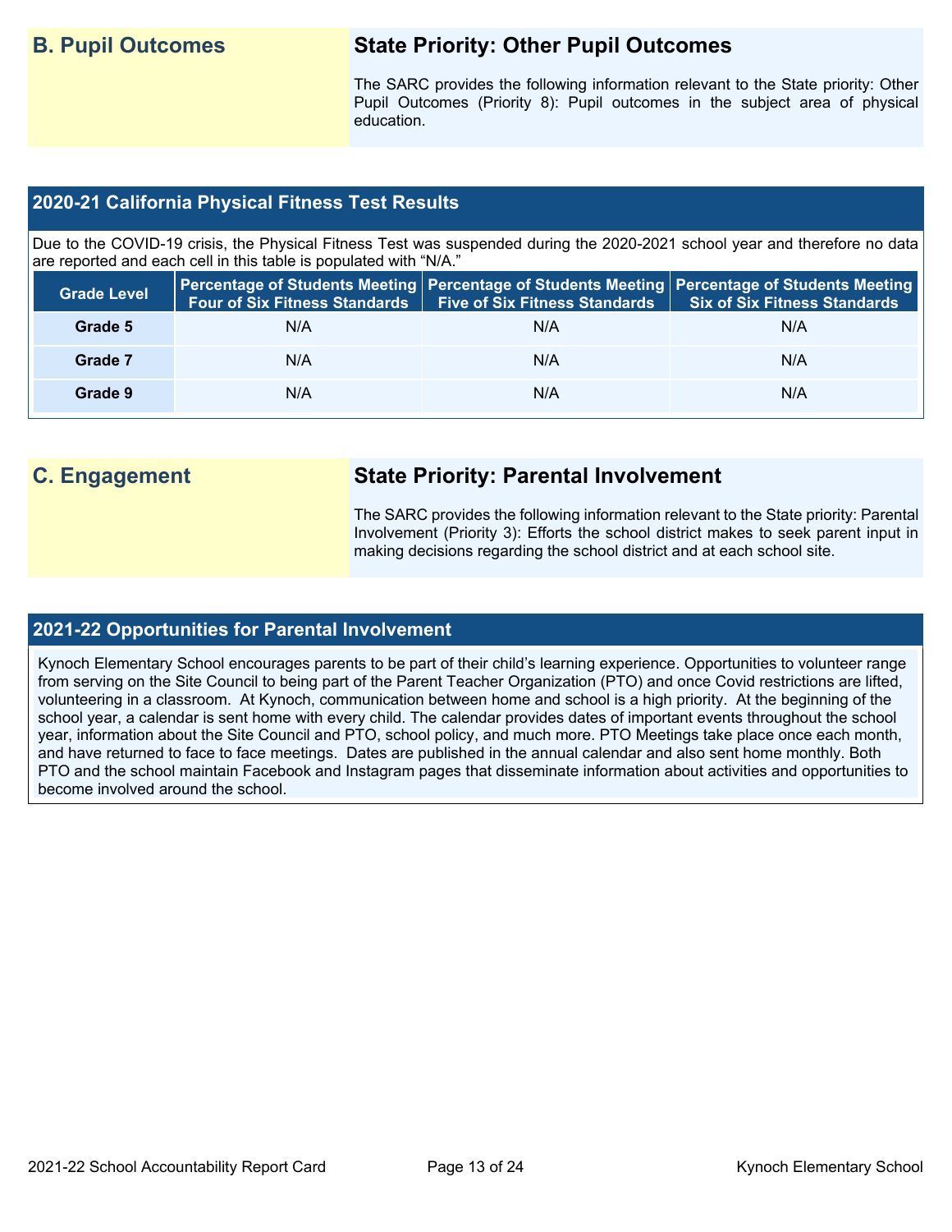## B. Pupil Outcomes

### State Priority: Other Pupil Outcomes

The SARC provides the following information relevant to the State priority: Other Pupil Outcomes (Priority 8): Pupil outcomes in the subject area of physical education.

### 2020-21 California Physical Fitness Test Results

Due to the COVID-19 crisis, the Physical Fitness Test was suspended during the 2020-2021 school year and therefore no data are reported and each cell in this table is populated with "N/A."

| Grade Level | Percentage of Students Meeting Four of Six Fitness Standards | Percentage of Students Meeting Five of Six Fitness Standards | Percentage of Students Meeting Six of Six Fitness Standards |
|---|---|---|---|
| Grade 5 | N/A | N/A | N/A |
| Grade 7 | N/A | N/A | N/A |
| Grade 9 | N/A | N/A | N/A |

## C. Engagement

### State Priority: Parental Involvement

The SARC provides the following information relevant to the State priority: Parental Involvement (Priority 3): Efforts the school district makes to seek parent input in making decisions regarding the school district and at each school site.

### 2021-22 Opportunities for Parental Involvement

Kynoch Elementary School encourages parents to be part of their child's learning experience. Opportunities to volunteer range from serving on the Site Council to being part of the Parent Teacher Organization (PTO) and once Covid restrictions are lifted, volunteering in a classroom. At Kynoch, communication between home and school is a high priority. At the beginning of the school year, a calendar is sent home with every child. The calendar provides dates of important events throughout the school year, information about the Site Council and PTO, school policy, and much more. PTO Meetings take place once each month, and have returned to face to face meetings. Dates are published in the annual calendar and also sent home monthly. Both PTO and the school maintain Facebook and Instagram pages that disseminate information about activities and opportunities to become involved around the school.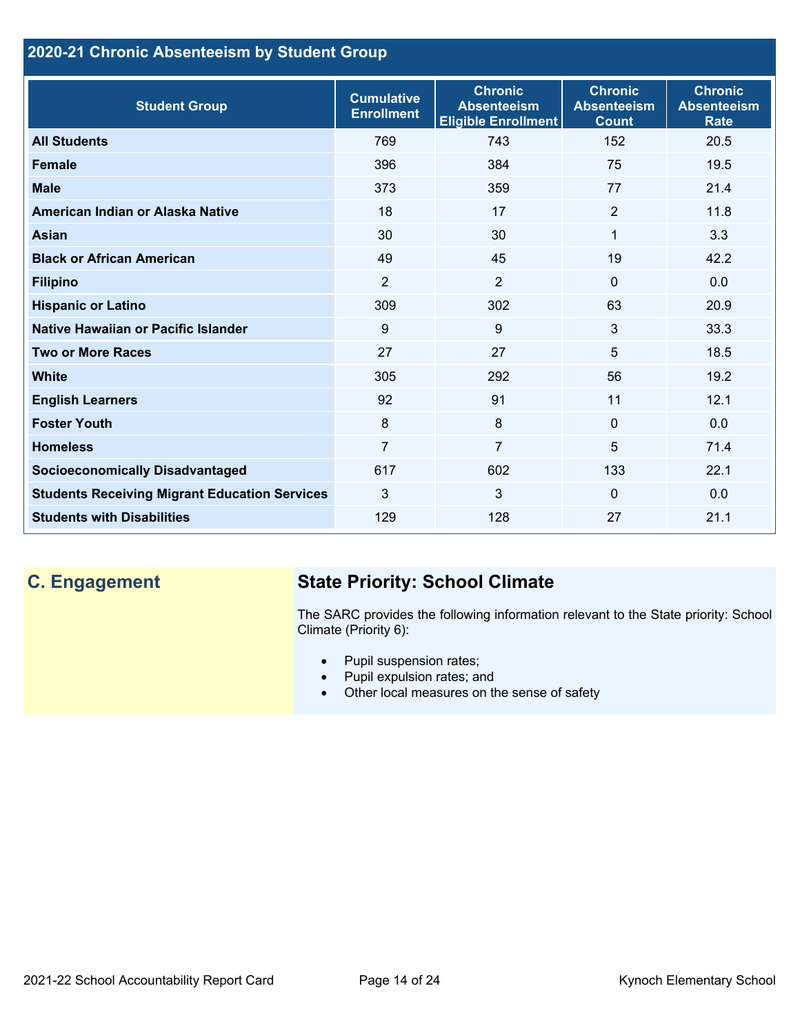## 2020-21 Chronic Absenteeism by Student Group

| Student Group | Cumulative Enrollment | Chronic Absenteeism Eligible Enrollment | Chronic Absenteeism Count | Chronic Absenteeism Rate |
|---|---|---|---|---|
| **All Students** | 769 | 743 | 152 | 20.5 |
| **Female** | 396 | 384 | 75 | 19.5 |
| **Male** | 373 | 359 | 77 | 21.4 |
| **American Indian or Alaska Native** | 18 | 17 | 2 | 11.8 |
| **Asian** | 30 | 30 | 1 | 3.3 |
| **Black or African American** | 49 | 45 | 19 | 42.2 |
| **Filipino** | 2 | 2 | 0 | 0.0 |
| **Hispanic or Latino** | 309 | 302 | 63 | 20.9 |
| **Native Hawaiian or Pacific Islander** | 9 | 9 | 3 | 33.3 |
| **Two or More Races** | 27 | 27 | 5 | 18.5 |
| **White** | 305 | 292 | 56 | 19.2 |
| **English Learners** | 92 | 91 | 11 | 12.1 |
| **Foster Youth** | 8 | 8 | 0 | 0.0 |
| **Homeless** | 7 | 7 | 5 | 71.4 |
| **Socioeconomically Disadvantaged** | 617 | 602 | 133 | 22.1 |
| **Students Receiving Migrant Education Services** | 3 | 3 | 0 | 0.0 |
| **Students with Disabilities** | 129 | 128 | 27 | 21.1 |

## C. Engagement

### State Priority: School Climate

The SARC provides the following information relevant to the State priority: School Climate (Priority 6):

- Pupil suspension rates;
- Pupil expulsion rates; and
- Other local measures on the sense of safety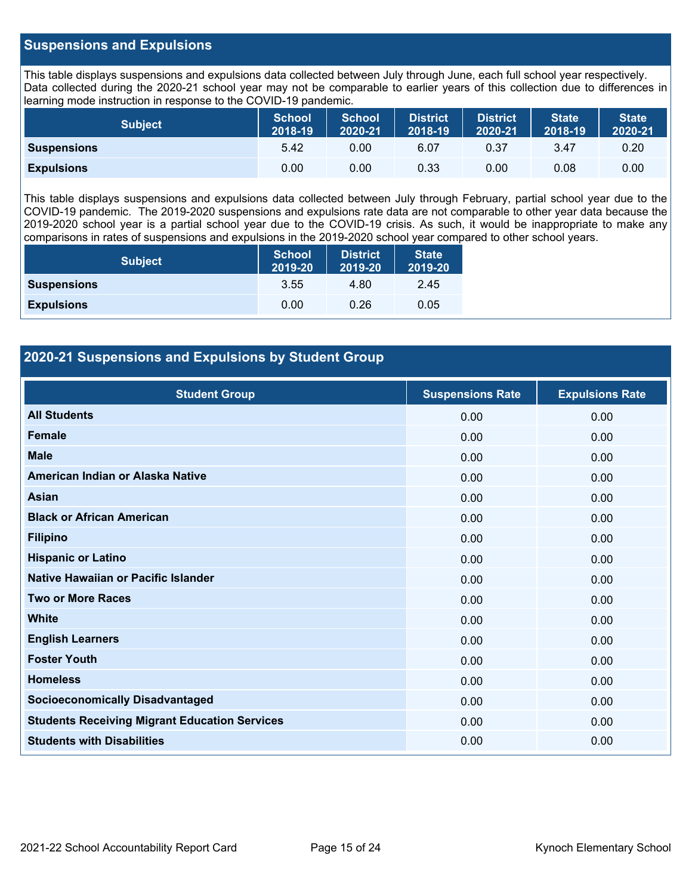## Suspensions and Expulsions

This table displays suspensions and expulsions data collected between July through June, each full school year respectively. Data collected during the 2020-21 school year may not be comparable to earlier years of this collection due to differences in learning mode instruction in response to the COVID-19 pandemic.

| Subject | School 2018-19 | School 2020-21 | District 2018-19 | District 2020-21 | State 2018-19 | State 2020-21 |
|---|---|---|---|---|---|---|
| **Suspensions** | 5.42 | 0.00 | 6.07 | 0.37 | 3.47 | 0.20 |
| **Expulsions** | 0.00 | 0.00 | 0.33 | 0.00 | 0.08 | 0.00 |

This table displays suspensions and expulsions data collected between July through February, partial school year due to the COVID-19 pandemic. The 2019-2020 suspensions and expulsions rate data are not comparable to other year data because the 2019-2020 school year is a partial school year due to the COVID-19 crisis. As such, it would be inappropriate to make any comparisons in rates of suspensions and expulsions in the 2019-2020 school year compared to other school years.

| Subject | School 2019-20 | District 2019-20 | State 2019-20 |
|---|---|---|---|
| **Suspensions** | 3.55 | 4.80 | 2.45 |
| **Expulsions** | 0.00 | 0.26 | 0.05 |

## 2020-21 Suspensions and Expulsions by Student Group

| Student Group | Suspensions Rate | Expulsions Rate |
|---|---|---|
| **All Students** | 0.00 | 0.00 |
| **Female** | 0.00 | 0.00 |
| **Male** | 0.00 | 0.00 |
| **American Indian or Alaska Native** | 0.00 | 0.00 |
| **Asian** | 0.00 | 0.00 |
| **Black or African American** | 0.00 | 0.00 |
| **Filipino** | 0.00 | 0.00 |
| **Hispanic or Latino** | 0.00 | 0.00 |
| **Native Hawaiian or Pacific Islander** | 0.00 | 0.00 |
| **Two or More Races** | 0.00 | 0.00 |
| **White** | 0.00 | 0.00 |
| **English Learners** | 0.00 | 0.00 |
| **Foster Youth** | 0.00 | 0.00 |
| **Homeless** | 0.00 | 0.00 |
| **Socioeconomically Disadvantaged** | 0.00 | 0.00 |
| **Students Receiving Migrant Education Services** | 0.00 | 0.00 |
| **Students with Disabilities** | 0.00 | 0.00 |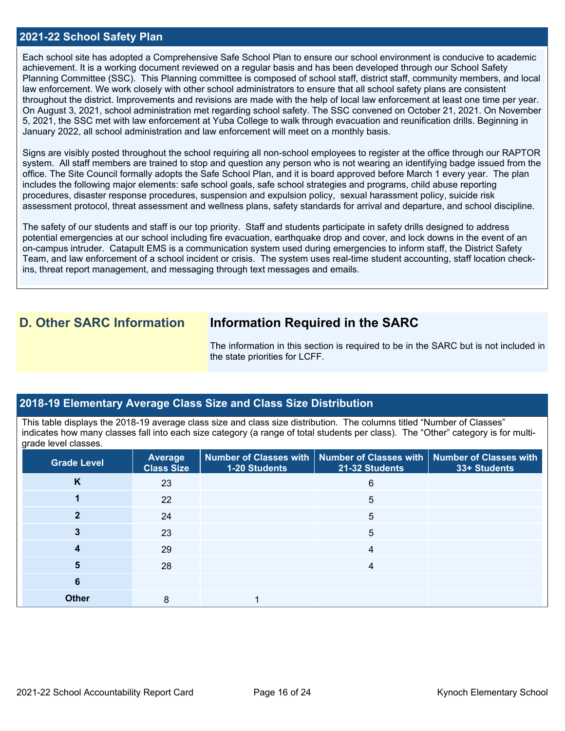## 2021-22 School Safety Plan

Each school site has adopted a Comprehensive Safe School Plan to ensure our school environment is conducive to academic achievement. It is a working document reviewed on a regular basis and has been developed through our School Safety Planning Committee (SSC). This Planning committee is composed of school staff, district staff, community members, and local law enforcement. We work closely with other school administrators to ensure that all school safety plans are consistent throughout the district. Improvements and revisions are made with the help of local law enforcement at least one time per year. On August 3, 2021, school administration met regarding school safety. The SSC convened on October 21, 2021. On November 5, 2021, the SSC met with law enforcement at Yuba College to walk through evacuation and reunification drills. Beginning in January 2022, all school administration and law enforcement will meet on a monthly basis.

Signs are visibly posted throughout the school requiring all non-school employees to register at the office through our RAPTOR system. All staff members are trained to stop and question any person who is not wearing an identifying badge issued from the office. The Site Council formally adopts the Safe School Plan, and it is board approved before March 1 every year. The plan includes the following major elements: safe school goals, safe school strategies and programs, child abuse reporting procedures, disaster response procedures, suspension and expulsion policy, sexual harassment policy, suicide risk assessment protocol, threat assessment and wellness plans, safety standards for arrival and departure, and school discipline.

The safety of our students and staff is our top priority. Staff and students participate in safety drills designed to address potential emergencies at our school including fire evacuation, earthquake drop and cover, and lock downs in the event of an on-campus intruder. Catapult EMS is a communication system used during emergencies to inform staff, the District Safety Team, and law enforcement of a school incident or crisis. The system uses real-time student accounting, staff location check-ins, threat report management, and messaging through text messages and emails.

## D. Other SARC Information

### Information Required in the SARC

The information in this section is required to be in the SARC but is not included in the state priorities for LCFF.

## 2018-19 Elementary Average Class Size and Class Size Distribution

This table displays the 2018-19 average class size and class size distribution. The columns titled "Number of Classes" indicates how many classes fall into each size category (a range of total students per class). The "Other" category is for multi-grade level classes.

| Grade Level | Average Class Size | Number of Classes with 1-20 Students | Number of Classes with 21-32 Students | Number of Classes with 33+ Students |
|---|---|---|---|---|
| K | 23 | | 6 | |
| 1 | 22 | | 5 | |
| 2 | 24 | | 5 | |
| 3 | 23 | | 5 | |
| 4 | 29 | | 4 | |
| 5 | 28 | | 4 | |
| 6 | | | | |
| Other | 8 | 1 | | |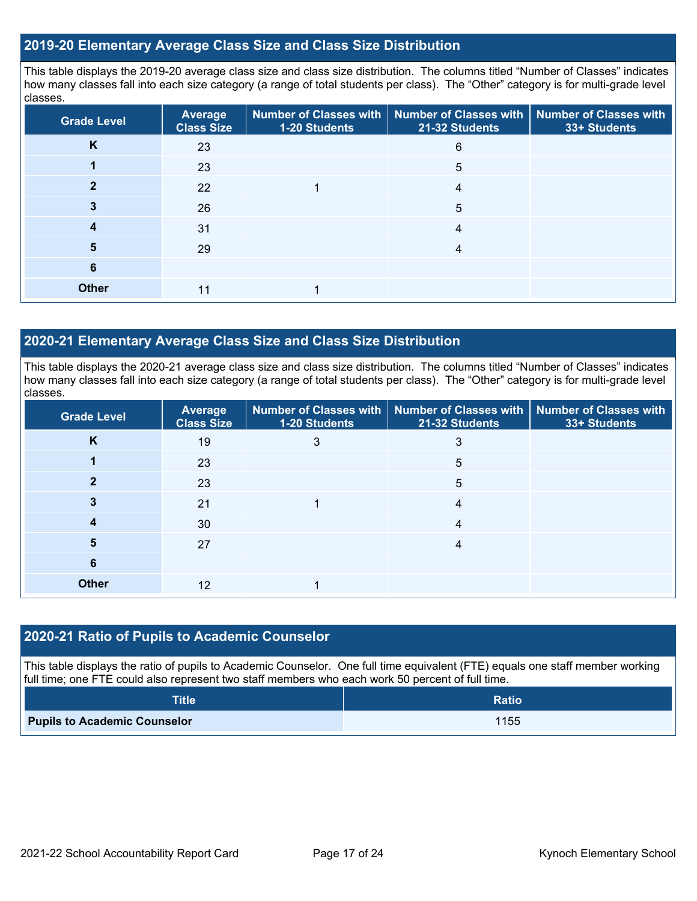## 2019-20 Elementary Average Class Size and Class Size Distribution

This table displays the 2019-20 average class size and class size distribution. The columns titled "Number of Classes" indicates how many classes fall into each size category (a range of total students per class). The "Other" category is for multi-grade level classes.

| Grade Level | Average Class Size | Number of Classes with 1-20 Students | Number of Classes with 21-32 Students | Number of Classes with 33+ Students |
|---|---|---|---|---|
| **K** | 23 | | 6 | |
| **1** | 23 | | 5 | |
| **2** | 22 | 1 | 4 | |
| **3** | 26 | | 5 | |
| **4** | 31 | | 4 | |
| **5** | 29 | | 4 | |
| **6** | | | | |
| **Other** | 11 | 1 | | |

## 2020-21 Elementary Average Class Size and Class Size Distribution

This table displays the 2020-21 average class size and class size distribution. The columns titled "Number of Classes" indicates how many classes fall into each size category (a range of total students per class). The "Other" category is for multi-grade level classes.

| Grade Level | Average Class Size | Number of Classes with 1-20 Students | Number of Classes with 21-32 Students | Number of Classes with 33+ Students |
|---|---|---|---|---|
| **K** | 19 | 3 | 3 | |
| **1** | 23 | | 5 | |
| **2** | 23 | | 5 | |
| **3** | 21 | 1 | 4 | |
| **4** | 30 | | 4 | |
| **5** | 27 | | 4 | |
| **6** | | | | |
| **Other** | 12 | 1 | | |

## 2020-21 Ratio of Pupils to Academic Counselor

This table displays the ratio of pupils to Academic Counselor. One full time equivalent (FTE) equals one staff member working full time; one FTE could also represent two staff members who each work 50 percent of full time.

| Title | Ratio |
|---|---|
| **Pupils to Academic Counselor** | 1155 |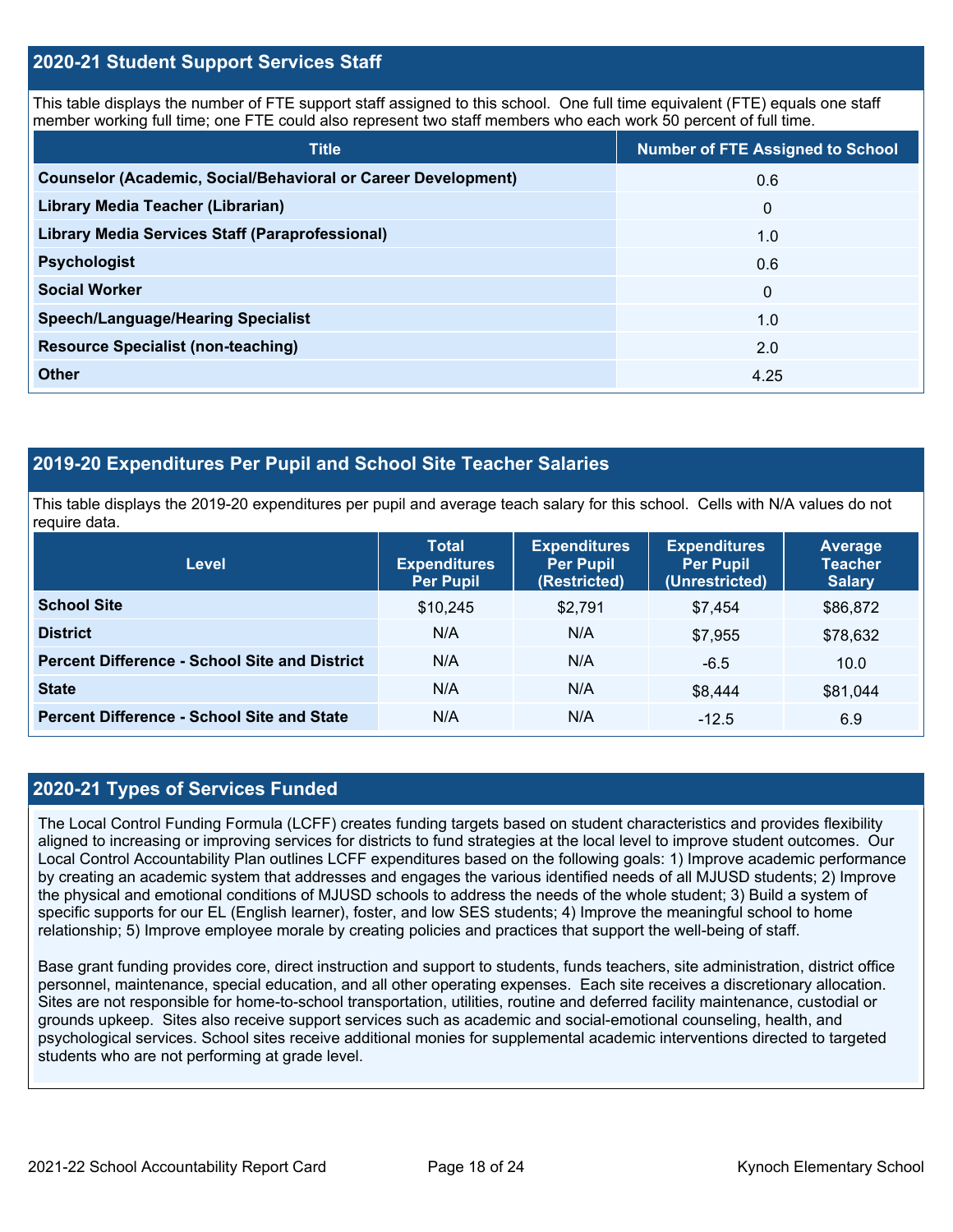## 2020-21 Student Support Services Staff

This table displays the number of FTE support staff assigned to this school. One full time equivalent (FTE) equals one staff member working full time; one FTE could also represent two staff members who each work 50 percent of full time.

| Title | Number of FTE Assigned to School |
| --- | --- |
| **Counselor (Academic, Social/Behavioral or Career Development)** | 0.6 |
| **Library Media Teacher (Librarian)** | 0 |
| **Library Media Services Staff (Paraprofessional)** | 1.0 |
| **Psychologist** | 0.6 |
| **Social Worker** | 0 |
| **Speech/Language/Hearing Specialist** | 1.0 |
| **Resource Specialist (non-teaching)** | 2.0 |
| **Other** | 4.25 |

## 2019-20 Expenditures Per Pupil and School Site Teacher Salaries

This table displays the 2019-20 expenditures per pupil and average teach salary for this school. Cells with N/A values do not require data.

| Level | Total Expenditures Per Pupil | Expenditures Per Pupil (Restricted) | Expenditures Per Pupil (Unrestricted) | Average Teacher Salary |
| --- | --- | --- | --- | --- |
| **School Site** | $10,245 | $2,791 | $7,454 | $86,872 |
| **District** | N/A | N/A | $7,955 | $78,632 |
| **Percent Difference - School Site and District** | N/A | N/A | -6.5 | 10.0 |
| **State** | N/A | N/A | $8,444 | $81,044 |
| **Percent Difference - School Site and State** | N/A | N/A | -12.5 | 6.9 |

## 2020-21 Types of Services Funded

The Local Control Funding Formula (LCFF) creates funding targets based on student characteristics and provides flexibility aligned to increasing or improving services for districts to fund strategies at the local level to improve student outcomes. Our Local Control Accountability Plan outlines LCFF expenditures based on the following goals: 1) Improve academic performance by creating an academic system that addresses and engages the various identified needs of all MJUSD students; 2) Improve the physical and emotional conditions of MJUSD schools to address the needs of the whole student; 3) Build a system of specific supports for our EL (English learner), foster, and low SES students; 4) Improve the meaningful school to home relationship; 5) Improve employee morale by creating policies and practices that support the well-being of staff.

Base grant funding provides core, direct instruction and support to students, funds teachers, site administration, district office personnel, maintenance, special education, and all other operating expenses. Each site receives a discretionary allocation. Sites are not responsible for home-to-school transportation, utilities, routine and deferred facility maintenance, custodial or grounds upkeep. Sites also receive support services such as academic and social-emotional counseling, health, and psychological services. School sites receive additional monies for supplemental academic interventions directed to targeted students who are not performing at grade level.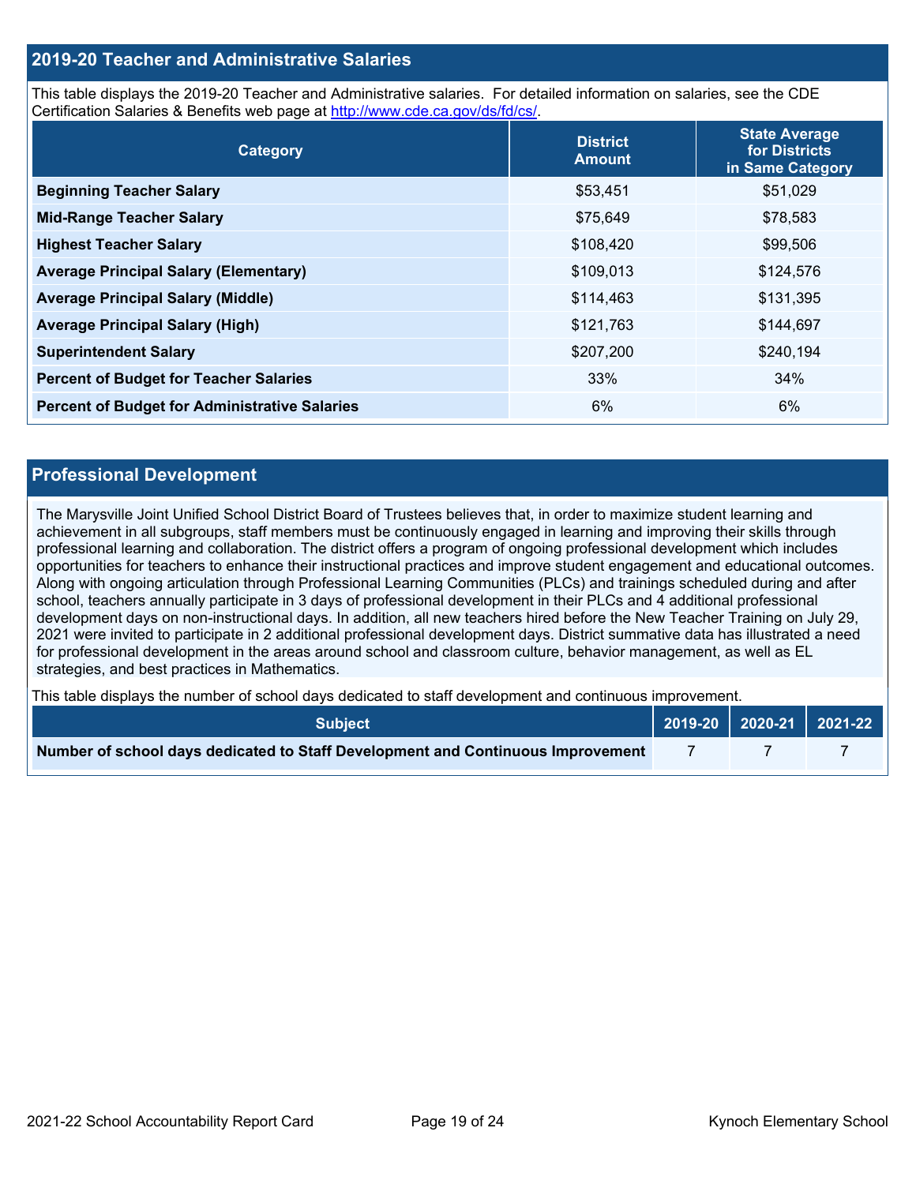## 2019-20 Teacher and Administrative Salaries

This table displays the 2019-20 Teacher and Administrative salaries. For detailed information on salaries, see the CDE Certification Salaries & Benefits web page at http://www.cde.ca.gov/ds/fd/cs/.

| Category | District Amount | State Average for Districts in Same Category |
|---|---|---|
| **Beginning Teacher Salary** | $53,451 | $51,029 |
| **Mid-Range Teacher Salary** | $75,649 | $78,583 |
| **Highest Teacher Salary** | $108,420 | $99,506 |
| **Average Principal Salary (Elementary)** | $109,013 | $124,576 |
| **Average Principal Salary (Middle)** | $114,463 | $131,395 |
| **Average Principal Salary (High)** | $121,763 | $144,697 |
| **Superintendent Salary** | $207,200 | $240,194 |
| **Percent of Budget for Teacher Salaries** | 33% | 34% |
| **Percent of Budget for Administrative Salaries** | 6% | 6% |

## Professional Development

The Marysville Joint Unified School District Board of Trustees believes that, in order to maximize student learning and achievement in all subgroups, staff members must be continuously engaged in learning and improving their skills through professional learning and collaboration. The district offers a program of ongoing professional development which includes opportunities for teachers to enhance their instructional practices and improve student engagement and educational outcomes. Along with ongoing articulation through Professional Learning Communities (PLCs) and trainings scheduled during and after school, teachers annually participate in 3 days of professional development in their PLCs and 4 additional professional development days on non-instructional days. In addition, all new teachers hired before the New Teacher Training on July 29, 2021 were invited to participate in 2 additional professional development days. District summative data has illustrated a need for professional development in the areas around school and classroom culture, behavior management, as well as EL strategies, and best practices in Mathematics.

This table displays the number of school days dedicated to staff development and continuous improvement.

| Subject | 2019-20 | 2020-21 | 2021-22 |
|---|---|---|---|
| **Number of school days dedicated to Staff Development and Continuous Improvement** | 7 | 7 | 7 |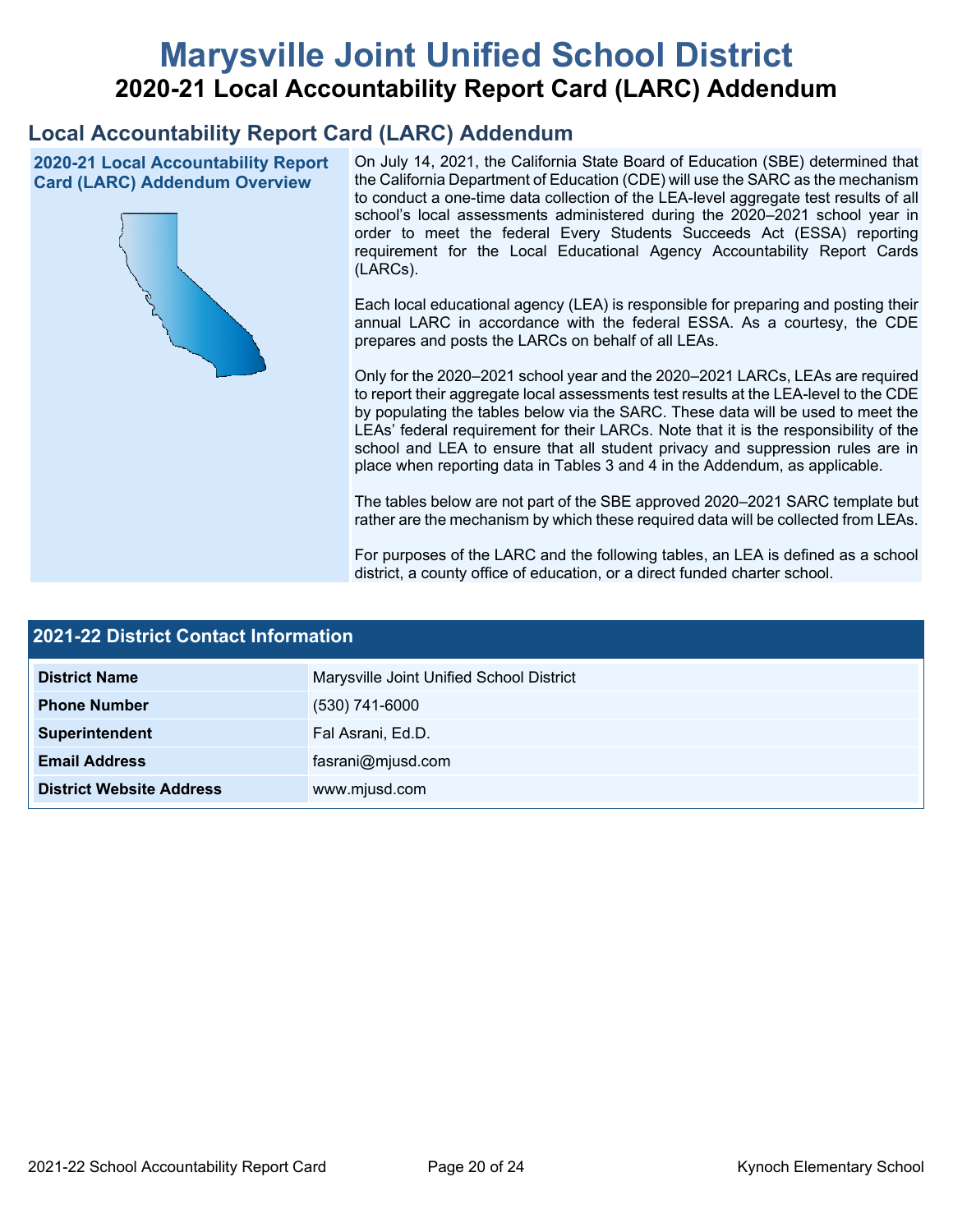# Marysville Joint Unified School District

## 2020-21 Local Accountability Report Card (LARC) Addendum

## Local Accountability Report Card (LARC) Addendum

### 2020-21 Local Accountability Report Card (LARC) Addendum Overview

On July 14, 2021, the California State Board of Education (SBE) determined that the California Department of Education (CDE) will use the SARC as the mechanism to conduct a one-time data collection of the LEA-level aggregate test results of all school's local assessments administered during the 2020–2021 school year in order to meet the federal Every Students Succeeds Act (ESSA) reporting requirement for the Local Educational Agency Accountability Report Cards (LARCs).

Each local educational agency (LEA) is responsible for preparing and posting their annual LARC in accordance with the federal ESSA. As a courtesy, the CDE prepares and posts the LARCs on behalf of all LEAs.

Only for the 2020–2021 school year and the 2020–2021 LARCs, LEAs are required to report their aggregate local assessments test results at the LEA-level to the CDE by populating the tables below via the SARC. These data will be used to meet the LEAs' federal requirement for their LARCs. Note that it is the responsibility of the school and LEA to ensure that all student privacy and suppression rules are in place when reporting data in Tables 3 and 4 in the Addendum, as applicable.

The tables below are not part of the SBE approved 2020–2021 SARC template but rather are the mechanism by which these required data will be collected from LEAs.

For purposes of the LARC and the following tables, an LEA is defined as a school district, a county office of education, or a direct funded charter school.

| 2021-22 District Contact Information | |
| --- | --- |
| **District Name** | Marysville Joint Unified School District |
| **Phone Number** | (530) 741-6000 |
| **Superintendent** | Fal Asrani, Ed.D. |
| **Email Address** | fasrani@mjusd.com |
| **District Website Address** | www.mjusd.com |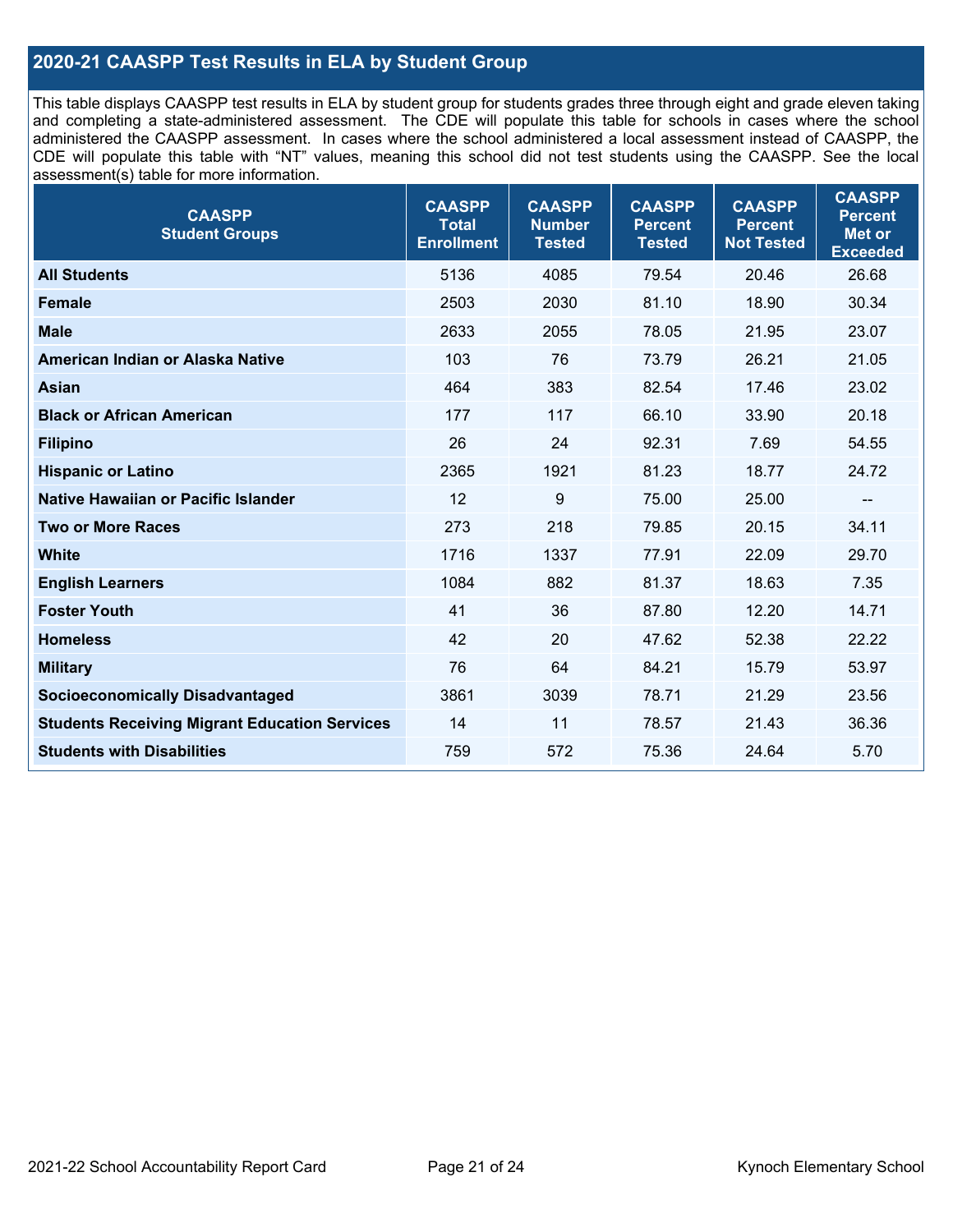## 2020-21 CAASPP Test Results in ELA by Student Group

This table displays CAASPP test results in ELA by student group for students grades three through eight and grade eleven taking and completing a state-administered assessment. The CDE will populate this table for schools in cases where the school administered the CAASPP assessment. In cases where the school administered a local assessment instead of CAASPP, the CDE will populate this table with “NT” values, meaning this school did not test students using the CAASPP. See the local assessment(s) table for more information.

| CAASPP Student Groups | CAASPP Total Enrollment | CAASPP Number Tested | CAASPP Percent Tested | CAASPP Percent Not Tested | CAASPP Percent Met or Exceeded |
|---|---|---|---|---|---|
| **All Students** | 5136 | 4085 | 79.54 | 20.46 | 26.68 |
| **Female** | 2503 | 2030 | 81.10 | 18.90 | 30.34 |
| **Male** | 2633 | 2055 | 78.05 | 21.95 | 23.07 |
| **American Indian or Alaska Native** | 103 | 76 | 73.79 | 26.21 | 21.05 |
| **Asian** | 464 | 383 | 82.54 | 17.46 | 23.02 |
| **Black or African American** | 177 | 117 | 66.10 | 33.90 | 20.18 |
| **Filipino** | 26 | 24 | 92.31 | 7.69 | 54.55 |
| **Hispanic or Latino** | 2365 | 1921 | 81.23 | 18.77 | 24.72 |
| **Native Hawaiian or Pacific Islander** | 12 | 9 | 75.00 | 25.00 | -- |
| **Two or More Races** | 273 | 218 | 79.85 | 20.15 | 34.11 |
| **White** | 1716 | 1337 | 77.91 | 22.09 | 29.70 |
| **English Learners** | 1084 | 882 | 81.37 | 18.63 | 7.35 |
| **Foster Youth** | 41 | 36 | 87.80 | 12.20 | 14.71 |
| **Homeless** | 42 | 20 | 47.62 | 52.38 | 22.22 |
| **Military** | 76 | 64 | 84.21 | 15.79 | 53.97 |
| **Socioeconomically Disadvantaged** | 3861 | 3039 | 78.71 | 21.29 | 23.56 |
| **Students Receiving Migrant Education Services** | 14 | 11 | 78.57 | 21.43 | 36.36 |
| **Students with Disabilities** | 759 | 572 | 75.36 | 24.64 | 5.70 |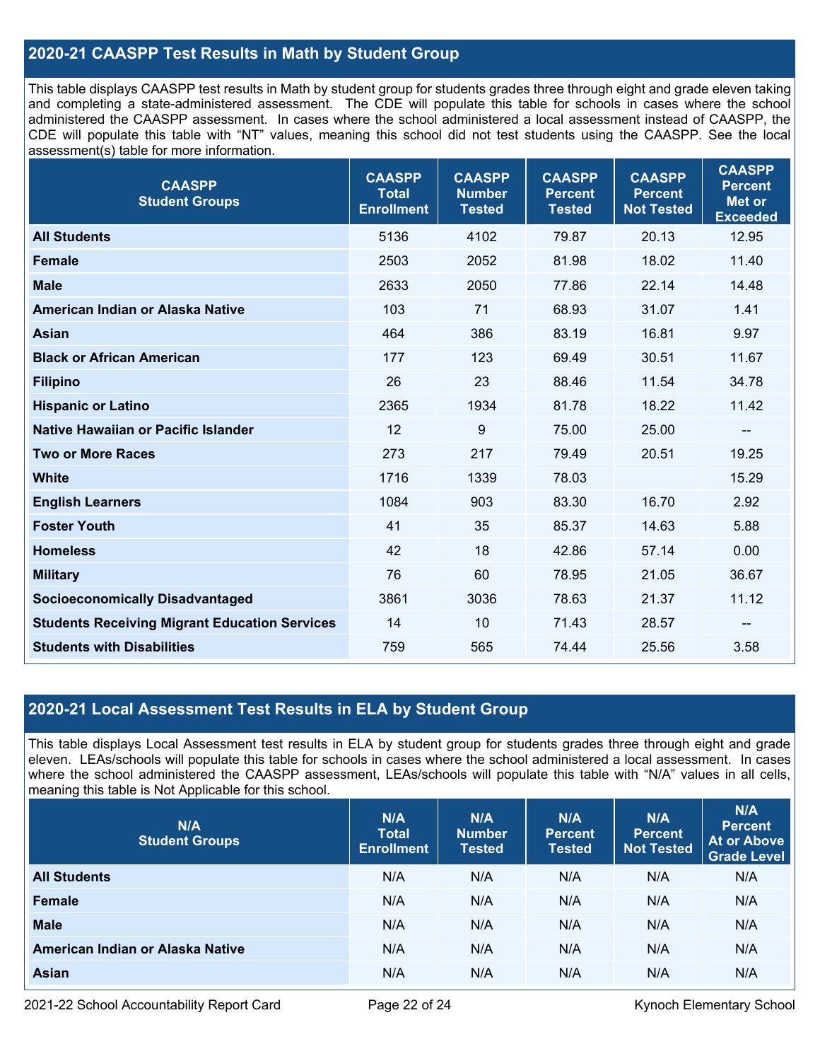## 2020-21 CAASPP Test Results in Math by Student Group

This table displays CAASPP test results in Math by student group for students grades three through eight and grade eleven taking and completing a state-administered assessment. The CDE will populate this table for schools in cases where the school administered the CAASPP assessment. In cases where the school administered a local assessment instead of CAASPP, the CDE will populate this table with "NT" values, meaning this school did not test students using the CAASPP. See the local assessment(s) table for more information.

| CAASPP Student Groups | CAASPP Total Enrollment | CAASPP Number Tested | CAASPP Percent Tested | CAASPP Percent Not Tested | CAASPP Percent Met or Exceeded |
|---|---|---|---|---|---|
| **All Students** | 5136 | 4102 | 79.87 | 20.13 | 12.95 |
| **Female** | 2503 | 2052 | 81.98 | 18.02 | 11.40 |
| **Male** | 2633 | 2050 | 77.86 | 22.14 | 14.48 |
| **American Indian or Alaska Native** | 103 | 71 | 68.93 | 31.07 | 1.41 |
| **Asian** | 464 | 386 | 83.19 | 16.81 | 9.97 |
| **Black or African American** | 177 | 123 | 69.49 | 30.51 | 11.67 |
| **Filipino** | 26 | 23 | 88.46 | 11.54 | 34.78 |
| **Hispanic or Latino** | 2365 | 1934 | 81.78 | 18.22 | 11.42 |
| **Native Hawaiian or Pacific Islander** | 12 | 9 | 75.00 | 25.00 | -- |
| **Two or More Races** | 273 | 217 | 79.49 | 20.51 | 19.25 |
| **White** | 1716 | 1339 | 78.03 | | 15.29 |
| **English Learners** | 1084 | 903 | 83.30 | 16.70 | 2.92 |
| **Foster Youth** | 41 | 35 | 85.37 | 14.63 | 5.88 |
| **Homeless** | 42 | 18 | 42.86 | 57.14 | 0.00 |
| **Military** | 76 | 60 | 78.95 | 21.05 | 36.67 |
| **Socioeconomically Disadvantaged** | 3861 | 3036 | 78.63 | 21.37 | 11.12 |
| **Students Receiving Migrant Education Services** | 14 | 10 | 71.43 | 28.57 | -- |
| **Students with Disabilities** | 759 | 565 | 74.44 | 25.56 | 3.58 |

## 2020-21 Local Assessment Test Results in ELA by Student Group

This table displays Local Assessment test results in ELA by student group for students grades three through eight and grade eleven. LEAs/schools will populate this table for schools in cases where the school administered a local assessment. In cases where the school administered the CAASPP assessment, LEAs/schools will populate this table with "N/A" values in all cells, meaning this table is Not Applicable for this school.

| N/A Student Groups | N/A Total Enrollment | N/A Number Tested | N/A Percent Tested | N/A Percent Not Tested | N/A Percent At or Above Grade Level |
|---|---|---|---|---|---|
| **All Students** | N/A | N/A | N/A | N/A | N/A |
| **Female** | N/A | N/A | N/A | N/A | N/A |
| **Male** | N/A | N/A | N/A | N/A | N/A |
| **American Indian or Alaska Native** | N/A | N/A | N/A | N/A | N/A |
| **Asian** | N/A | N/A | N/A | N/A | N/A |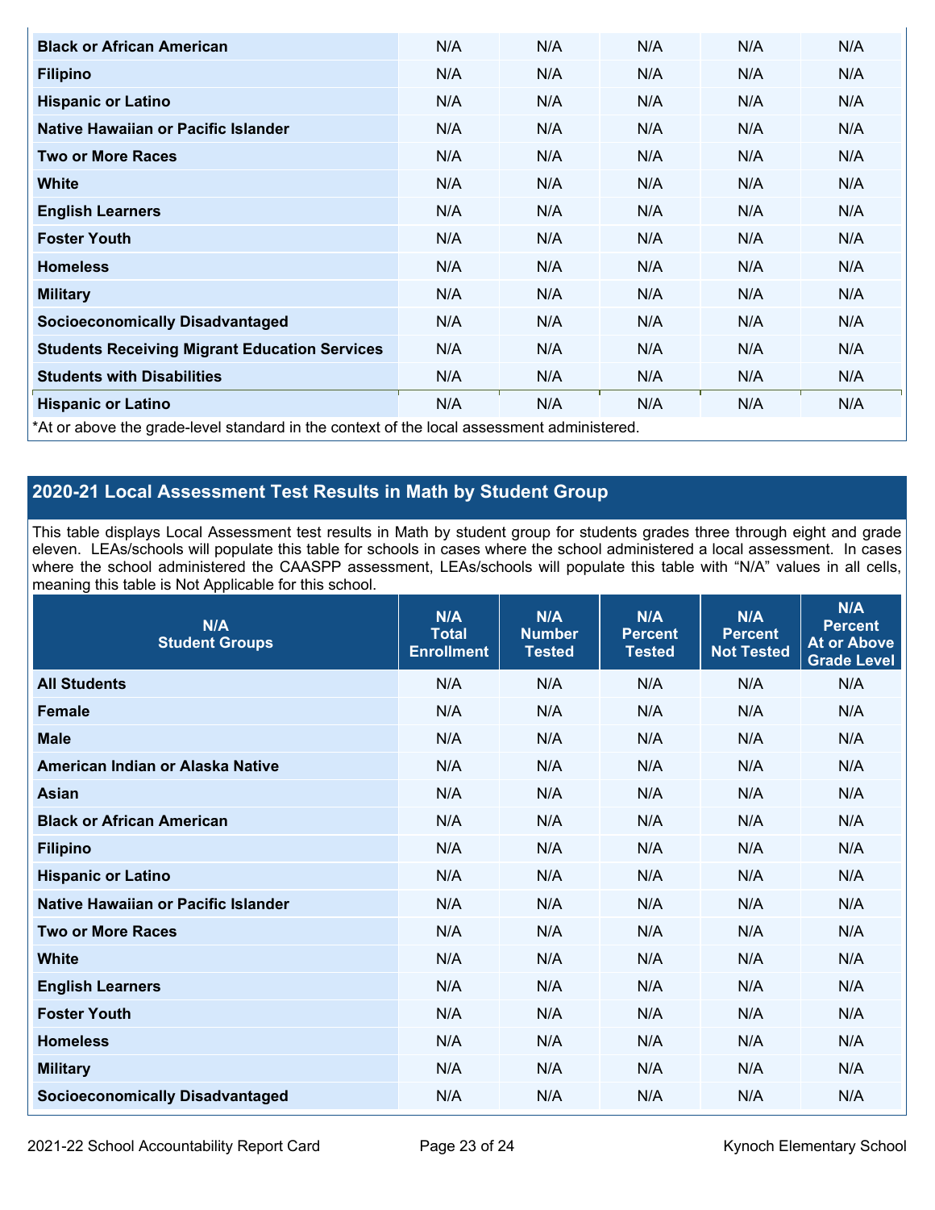| Black or African American | N/A | N/A | N/A | N/A | N/A |
|---|---|---|---|---|---|
| Filipino | N/A | N/A | N/A | N/A | N/A |
| Hispanic or Latino | N/A | N/A | N/A | N/A | N/A |
| Native Hawaiian or Pacific Islander | N/A | N/A | N/A | N/A | N/A |
| Two or More Races | N/A | N/A | N/A | N/A | N/A |
| White | N/A | N/A | N/A | N/A | N/A |
| English Learners | N/A | N/A | N/A | N/A | N/A |
| Foster Youth | N/A | N/A | N/A | N/A | N/A |
| Homeless | N/A | N/A | N/A | N/A | N/A |
| Military | N/A | N/A | N/A | N/A | N/A |
| Socioeconomically Disadvantaged | N/A | N/A | N/A | N/A | N/A |
| Students Receiving Migrant Education Services | N/A | N/A | N/A | N/A | N/A |
| Students with Disabilities | N/A | N/A | N/A | N/A | N/A |
| Hispanic or Latino | N/A | N/A | N/A | N/A | N/A |

*At or above the grade-level standard in the context of the local assessment administered.

## 2020-21 Local Assessment Test Results in Math by Student Group

This table displays Local Assessment test results in Math by student group for students grades three through eight and grade eleven. LEAs/schools will populate this table for schools in cases where the school administered a local assessment. In cases where the school administered the CAASPP assessment, LEAs/schools will populate this table with "N/A" values in all cells, meaning this table is Not Applicable for this school.

| N/A Student Groups | N/A Total Enrollment | N/A Number Tested | N/A Percent Tested | N/A Percent Not Tested | N/A Percent At or Above Grade Level |
|---|---|---|---|---|---|
| All Students | N/A | N/A | N/A | N/A | N/A |
| Female | N/A | N/A | N/A | N/A | N/A |
| Male | N/A | N/A | N/A | N/A | N/A |
| American Indian or Alaska Native | N/A | N/A | N/A | N/A | N/A |
| Asian | N/A | N/A | N/A | N/A | N/A |
| Black or African American | N/A | N/A | N/A | N/A | N/A |
| Filipino | N/A | N/A | N/A | N/A | N/A |
| Hispanic or Latino | N/A | N/A | N/A | N/A | N/A |
| Native Hawaiian or Pacific Islander | N/A | N/A | N/A | N/A | N/A |
| Two or More Races | N/A | N/A | N/A | N/A | N/A |
| White | N/A | N/A | N/A | N/A | N/A |
| English Learners | N/A | N/A | N/A | N/A | N/A |
| Foster Youth | N/A | N/A | N/A | N/A | N/A |
| Homeless | N/A | N/A | N/A | N/A | N/A |
| Military | N/A | N/A | N/A | N/A | N/A |
| Socioeconomically Disadvantaged | N/A | N/A | N/A | N/A | N/A |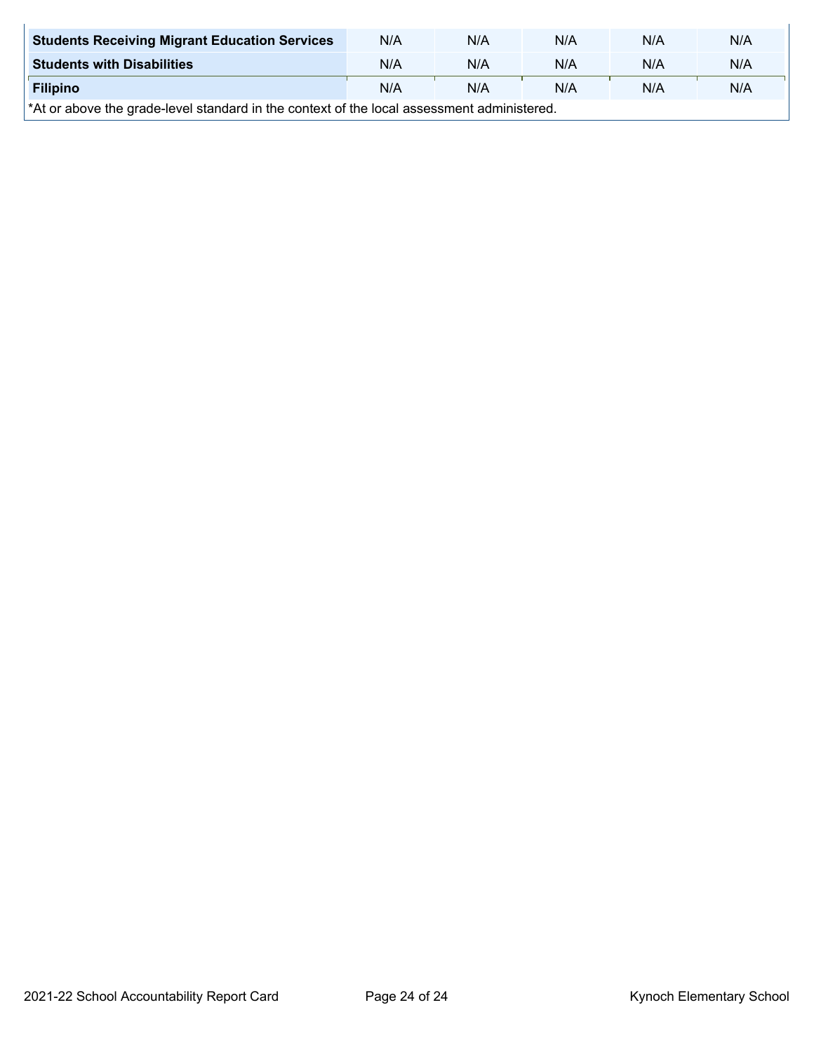| | | | | | |
|---|---|---|---|---|---|
| **Students Receiving Migrant Education Services** | N/A | N/A | N/A | N/A | N/A |
| **Students with Disabilities** | N/A | N/A | N/A | N/A | N/A |
| **Filipino** | N/A | N/A | N/A | N/A | N/A |

*At or above the grade-level standard in the context of the local assessment administered.